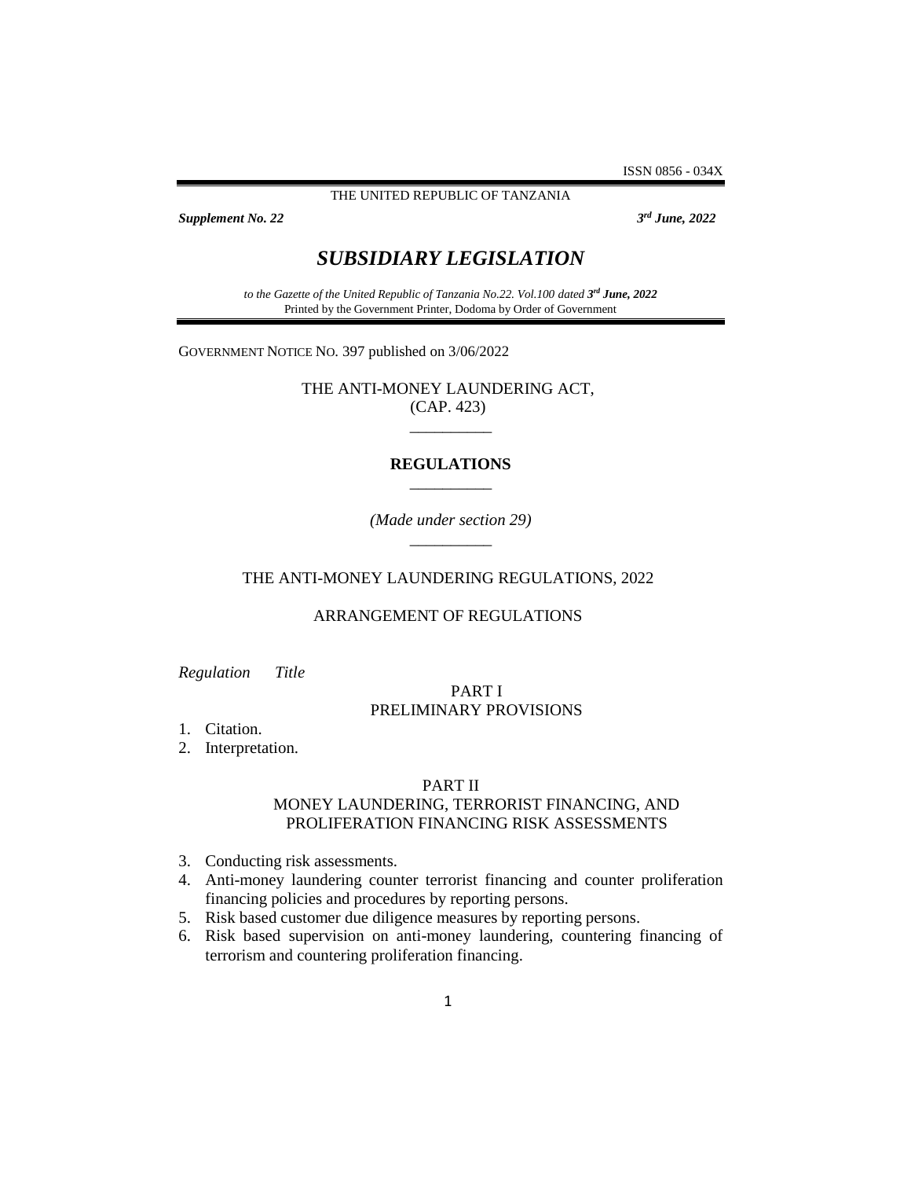ISSN 0856 - 034X

THE UNITED REPUBLIC OF TANZANIA

***Supplement No. 22*** ***3rd June, 2022***

# *SUBSIDIARY LEGISLATION*

*to the Gazette of the United Republic of Tanzania No.22. Vol.100 dated **3rd June, 2022***
Printed by the Government Printer, Dodoma by Order of Government

GOVERNMENT NOTICE NO. 397 published on 3/06/2022

THE ANTI-MONEY LAUNDERING ACT,
(CAP. 423)

__________

**REGULATIONS**

__________

*(Made under section 29)*

__________

THE ANTI-MONEY LAUNDERING REGULATIONS, 2022

ARRANGEMENT OF REGULATIONS

*Regulation* *Title*

PART I
PRELIMINARY PROVISIONS

1. Citation.
2. Interpretation.

PART II
MONEY LAUNDERING, TERRORIST FINANCING, AND PROLIFERATION FINANCING RISK ASSESSMENTS

3. Conducting risk assessments.
4. Anti-money laundering counter terrorist financing and counter proliferation financing policies and procedures by reporting persons.
5. Risk based customer due diligence measures by reporting persons.
6. Risk based supervision on anti-money laundering, countering financing of terrorism and countering proliferation financing.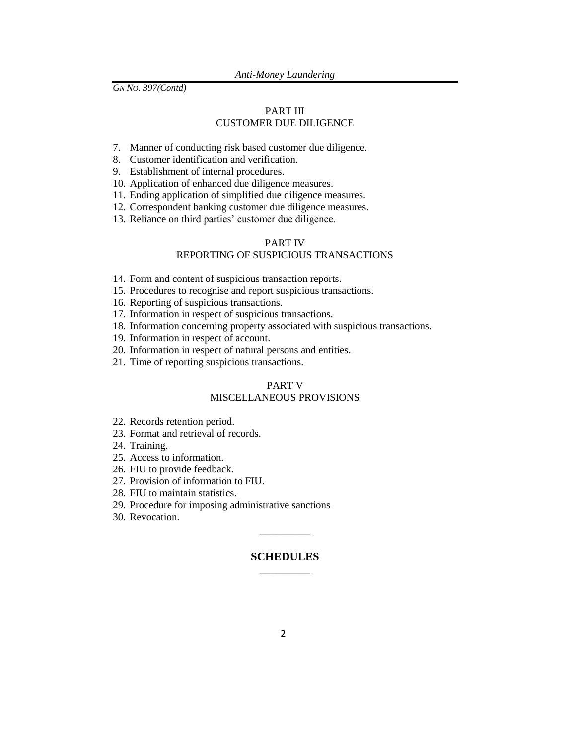## PART III
## CUSTOMER DUE DILIGENCE

7. Manner of conducting risk based customer due diligence.
8. Customer identification and verification.
9. Establishment of internal procedures.
10. Application of enhanced due diligence measures.
11. Ending application of simplified due diligence measures.
12. Correspondent banking customer due diligence measures.
13. Reliance on third parties' customer due diligence.

## PART IV
## REPORTING OF SUSPICIOUS TRANSACTIONS

14. Form and content of suspicious transaction reports.
15. Procedures to recognise and report suspicious transactions.
16. Reporting of suspicious transactions.
17. Information in respect of suspicious transactions.
18. Information concerning property associated with suspicious transactions.
19. Information in respect of account.
20. Information in respect of natural persons and entities.
21. Time of reporting suspicious transactions.

## PART V
## MISCELLANEOUS PROVISIONS

22. Records retention period.
23. Format and retrieval of records.
24. Training.
25. Access to information.
26. FIU to provide feedback.
27. Provision of information to FIU.
28. FIU to maintain statistics.
29. Procedure for imposing administrative sanctions
30. Revocation.

---

**SCHEDULES**

---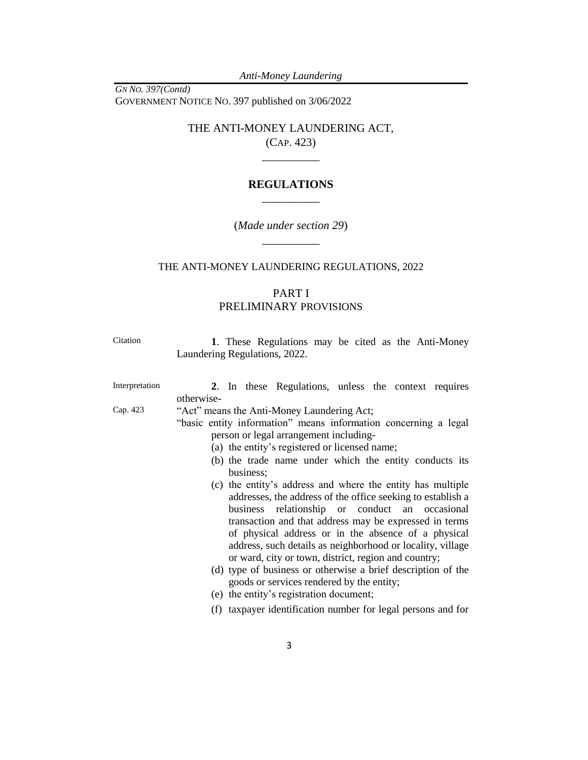GOVERNMENT NOTICE NO. 397 published on 3/06/2022

# THE ANTI-MONEY LAUNDERING ACT, (CAP. 423)

## REGULATIONS

(*Made under section 29*)

## THE ANTI-MONEY LAUNDERING REGULATIONS, 2022

## PART I
## PRELIMINARY PROVISIONS

Citation

**1**. These Regulations may be cited as the Anti-Money Laundering Regulations, 2022.

Interpretation

**2**. In these Regulations, unless the context requires otherwise-

Cap. 423

"Act" means the Anti-Money Laundering Act;

"basic entity information" means information concerning a legal person or legal arrangement including-

(a) the entity's registered or licensed name;

(b) the trade name under which the entity conducts its business;

(c) the entity's address and where the entity has multiple addresses, the address of the office seeking to establish a business relationship or conduct an occasional transaction and that address may be expressed in terms of physical address or in the absence of a physical address, such details as neighborhood or locality, village or ward, city or town, district, region and country;

(d) type of business or otherwise a brief description of the goods or services rendered by the entity;

(e) the entity's registration document;

(f) taxpayer identification number for legal persons and for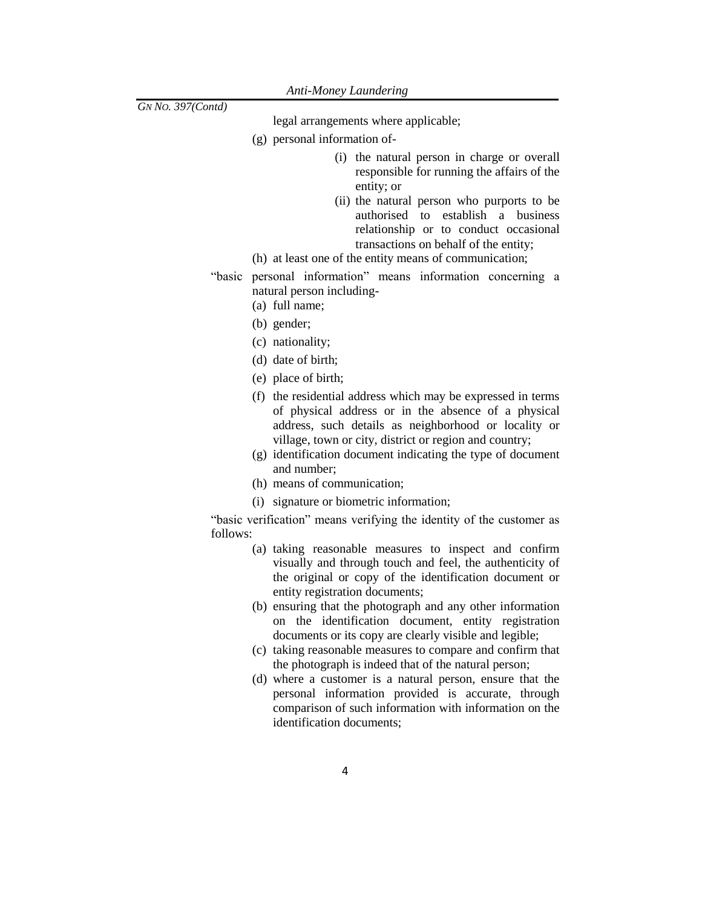legal arrangements where applicable;

(g) personal information of-

(i) the natural person in charge or overall responsible for running the affairs of the entity; or

(ii) the natural person who purports to be authorised to establish a business relationship or to conduct occasional transactions on behalf of the entity;

(h) at least one of the entity means of communication;

"basic personal information" means information concerning a natural person including-

(a) full name;

(b) gender;

(c) nationality;

(d) date of birth;

(e) place of birth;

(f) the residential address which may be expressed in terms of physical address or in the absence of a physical address, such details as neighborhood or locality or village, town or city, district or region and country;

(g) identification document indicating the type of document and number;

(h) means of communication;

(i) signature or biometric information;

"basic verification" means verifying the identity of the customer as follows:

(a) taking reasonable measures to inspect and confirm visually and through touch and feel, the authenticity of the original or copy of the identification document or entity registration documents;

(b) ensuring that the photograph and any other information on the identification document, entity registration documents or its copy are clearly visible and legible;

(c) taking reasonable measures to compare and confirm that the photograph is indeed that of the natural person;

(d) where a customer is a natural person, ensure that the personal information provided is accurate, through comparison of such information with information on the identification documents;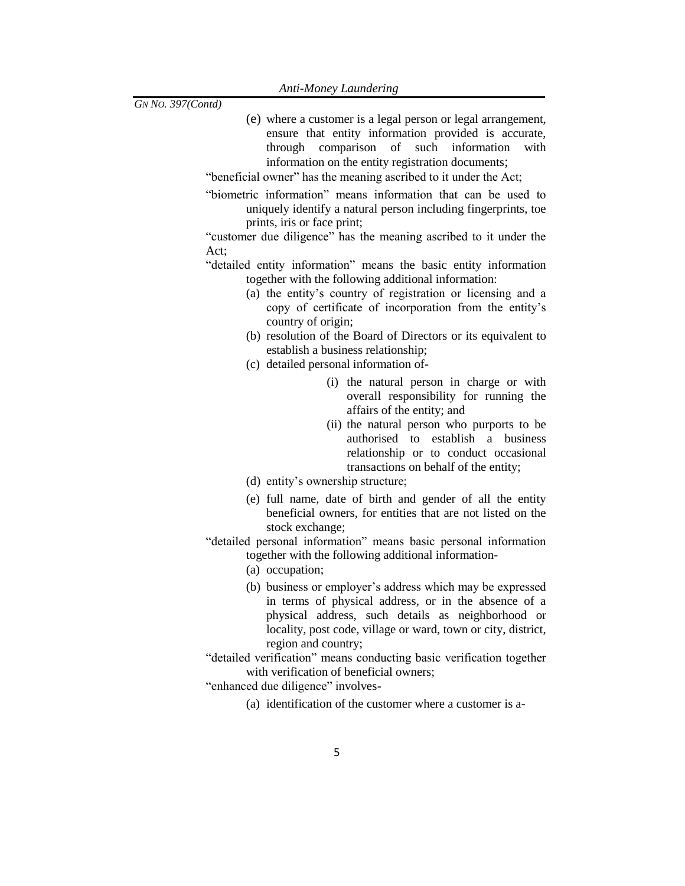(e) where a customer is a legal person or legal arrangement, ensure that entity information provided is accurate, through comparison of such information with information on the entity registration documents;

"beneficial owner" has the meaning ascribed to it under the Act;

"biometric information" means information that can be used to uniquely identify a natural person including fingerprints, toe prints, iris or face print;

"customer due diligence" has the meaning ascribed to it under the Act;

"detailed entity information" means the basic entity information together with the following additional information:

(a) the entity's country of registration or licensing and a copy of certificate of incorporation from the entity's country of origin;

(b) resolution of the Board of Directors or its equivalent to establish a business relationship;

(c) detailed personal information of-

  (i) the natural person in charge or with overall responsibility for running the affairs of the entity; and

  (ii) the natural person who purports to be authorised to establish a business relationship or to conduct occasional transactions on behalf of the entity;

(d) entity's ownership structure;

(e) full name, date of birth and gender of all the entity beneficial owners, for entities that are not listed on the stock exchange;

"detailed personal information" means basic personal information together with the following additional information-

(a) occupation;

(b) business or employer's address which may be expressed in terms of physical address, or in the absence of a physical address, such details as neighborhood or locality, post code, village or ward, town or city, district, region and country;

"detailed verification" means conducting basic verification together with verification of beneficial owners;

"enhanced due diligence" involves-

(a) identification of the customer where a customer is a-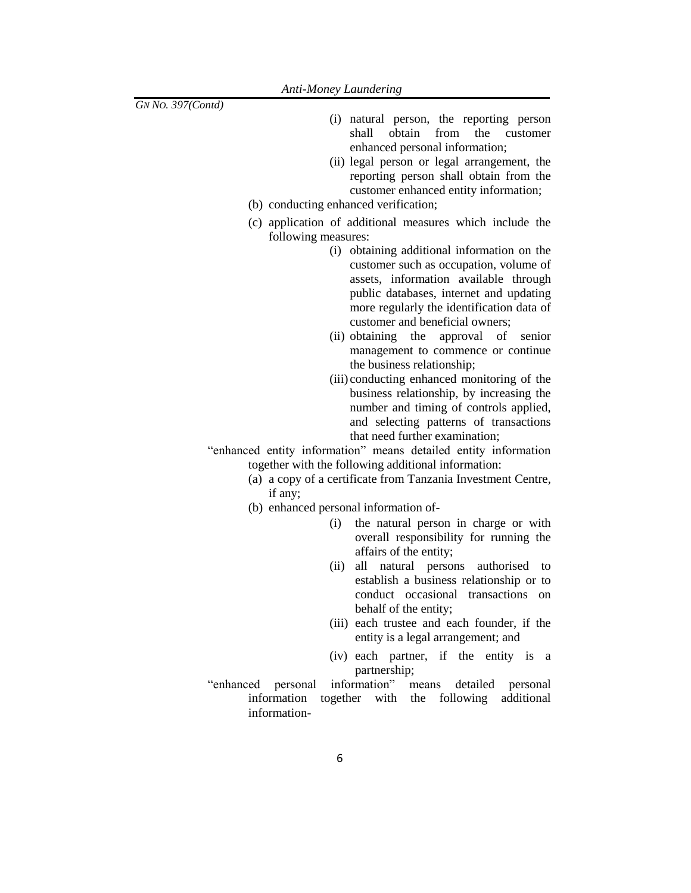(i) natural person, the reporting person shall obtain from the customer enhanced personal information;

(ii) legal person or legal arrangement, the reporting person shall obtain from the customer enhanced entity information;

(b) conducting enhanced verification;

(c) application of additional measures which include the following measures:

(i) obtaining additional information on the customer such as occupation, volume of assets, information available through public databases, internet and updating more regularly the identification data of customer and beneficial owners;

(ii) obtaining the approval of senior management to commence or continue the business relationship;

(iii) conducting enhanced monitoring of the business relationship, by increasing the number and timing of controls applied, and selecting patterns of transactions that need further examination;

"enhanced entity information" means detailed entity information together with the following additional information:

(a) a copy of a certificate from Tanzania Investment Centre, if any;

(b) enhanced personal information of-

(i) the natural person in charge or with overall responsibility for running the affairs of the entity;

(ii) all natural persons authorised to establish a business relationship or to conduct occasional transactions on behalf of the entity;

(iii) each trustee and each founder, if the entity is a legal arrangement; and

(iv) each partner, if the entity is a partnership;

"enhanced personal information" means detailed personal information together with the following additional information-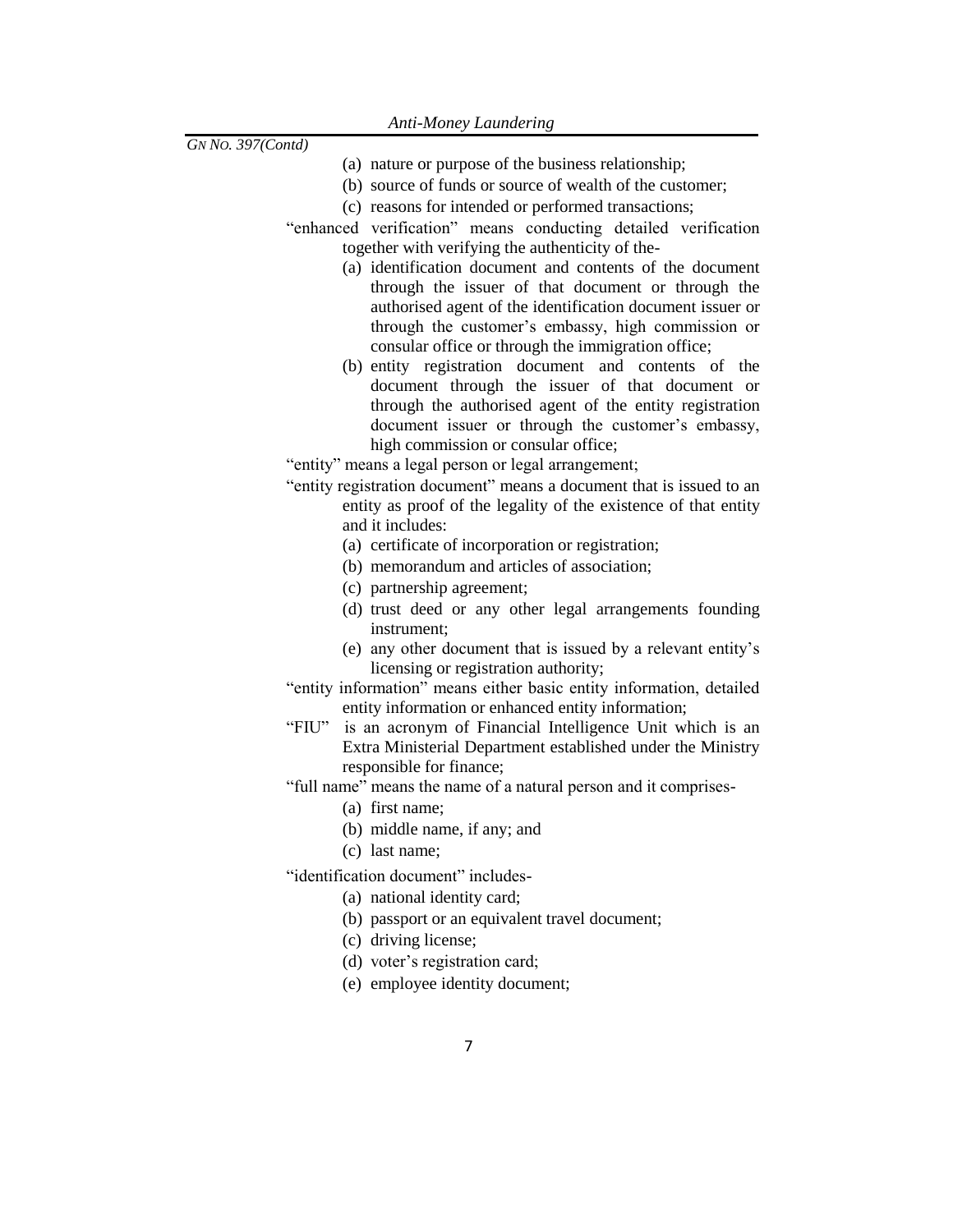(a) nature or purpose of the business relationship;
(b) source of funds or source of wealth of the customer;
(c) reasons for intended or performed transactions;

"enhanced verification" means conducting detailed verification together with verifying the authenticity of the-

(a) identification document and contents of the document through the issuer of that document or through the authorised agent of the identification document issuer or through the customer's embassy, high commission or consular office or through the immigration office;
(b) entity registration document and contents of the document through the issuer of that document or through the authorised agent of the entity registration document issuer or through the customer's embassy, high commission or consular office;

"entity" means a legal person or legal arrangement;

"entity registration document" means a document that is issued to an entity as proof of the legality of the existence of that entity and it includes:

(a) certificate of incorporation or registration;
(b) memorandum and articles of association;
(c) partnership agreement;
(d) trust deed or any other legal arrangements founding instrument;
(e) any other document that is issued by a relevant entity's licensing or registration authority;

"entity information" means either basic entity information, detailed entity information or enhanced entity information;

"FIU" is an acronym of Financial Intelligence Unit which is an Extra Ministerial Department established under the Ministry responsible for finance;

"full name" means the name of a natural person and it comprises-

(a) first name;
(b) middle name, if any; and
(c) last name;

"identification document" includes-

(a) national identity card;
(b) passport or an equivalent travel document;
(c) driving license;
(d) voter's registration card;
(e) employee identity document;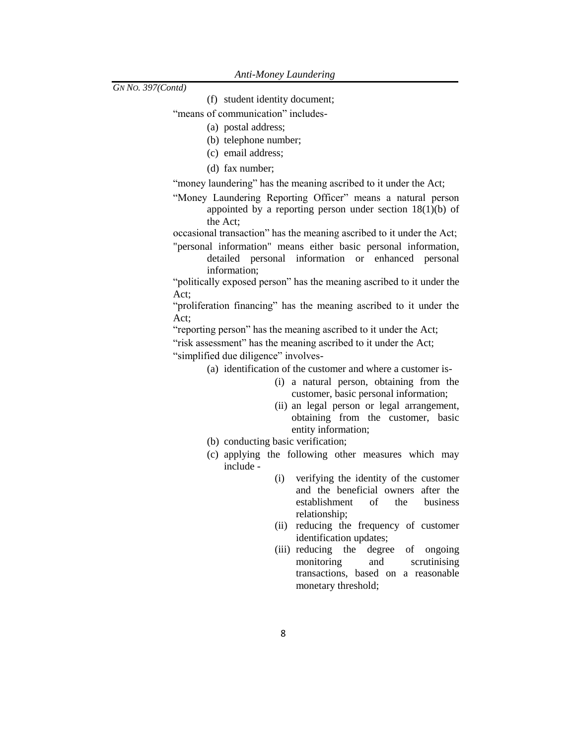(f) student identity document;

"means of communication" includes-

(a) postal address;

(b) telephone number;

(c) email address;

(d) fax number;

"money laundering" has the meaning ascribed to it under the Act;

"Money Laundering Reporting Officer" means a natural person appointed by a reporting person under section 18(1)(b) of the Act;

occasional transaction" has the meaning ascribed to it under the Act;

"personal information" means either basic personal information, detailed personal information or enhanced personal information;

"politically exposed person" has the meaning ascribed to it under the Act;

"proliferation financing" has the meaning ascribed to it under the Act;

"reporting person" has the meaning ascribed to it under the Act;

"risk assessment" has the meaning ascribed to it under the Act;

"simplified due diligence" involves-

(a) identification of the customer and where a customer is-

(i) a natural person, obtaining from the customer, basic personal information;

(ii) an legal person or legal arrangement, obtaining from the customer, basic entity information;

(b) conducting basic verification;

(c) applying the following other measures which may include -

(i) verifying the identity of the customer and the beneficial owners after the establishment of the business relationship;

(ii) reducing the frequency of customer identification updates;

(iii) reducing the degree of ongoing monitoring and scrutinising transactions, based on a reasonable monetary threshold;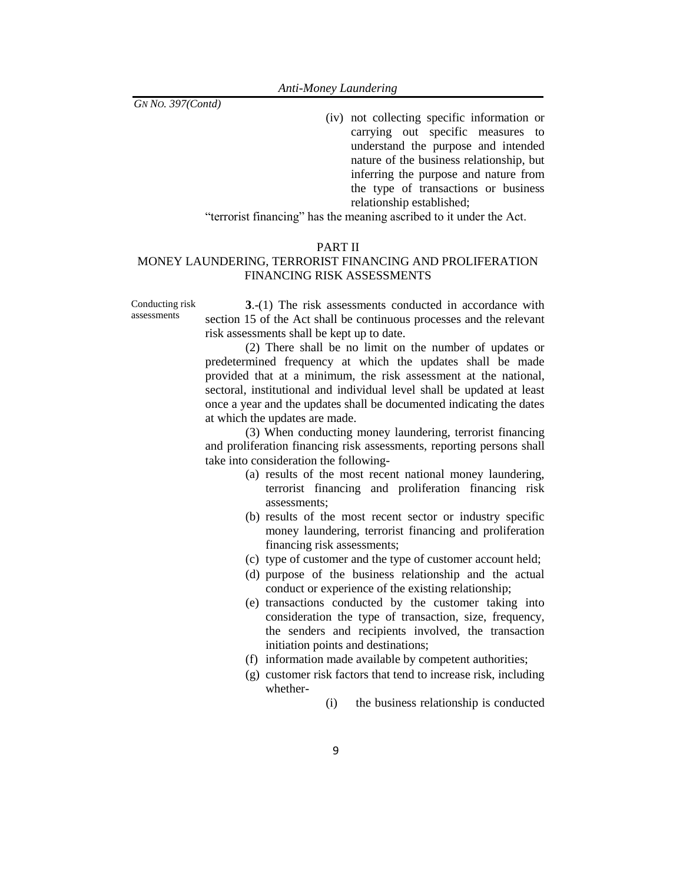(iv) not collecting specific information or carrying out specific measures to understand the purpose and intended nature of the business relationship, but inferring the purpose and nature from the type of transactions or business relationship established;

"terrorist financing" has the meaning ascribed to it under the Act.

## PART II
## MONEY LAUNDERING, TERRORIST FINANCING AND PROLIFERATION FINANCING RISK ASSESSMENTS

Conducting risk assessments

**3**.-(1) The risk assessments conducted in accordance with section 15 of the Act shall be continuous processes and the relevant risk assessments shall be kept up to date.

(2) There shall be no limit on the number of updates or predetermined frequency at which the updates shall be made provided that at a minimum, the risk assessment at the national, sectoral, institutional and individual level shall be updated at least once a year and the updates shall be documented indicating the dates at which the updates are made.

(3) When conducting money laundering, terrorist financing and proliferation financing risk assessments, reporting persons shall take into consideration the following-

(a) results of the most recent national money laundering, terrorist financing and proliferation financing risk assessments;

(b) results of the most recent sector or industry specific money laundering, terrorist financing and proliferation financing risk assessments;

(c) type of customer and the type of customer account held;

(d) purpose of the business relationship and the actual conduct or experience of the existing relationship;

(e) transactions conducted by the customer taking into consideration the type of transaction, size, frequency, the senders and recipients involved, the transaction initiation points and destinations;

(f) information made available by competent authorities;

(g) customer risk factors that tend to increase risk, including whether-

(i) the business relationship is conducted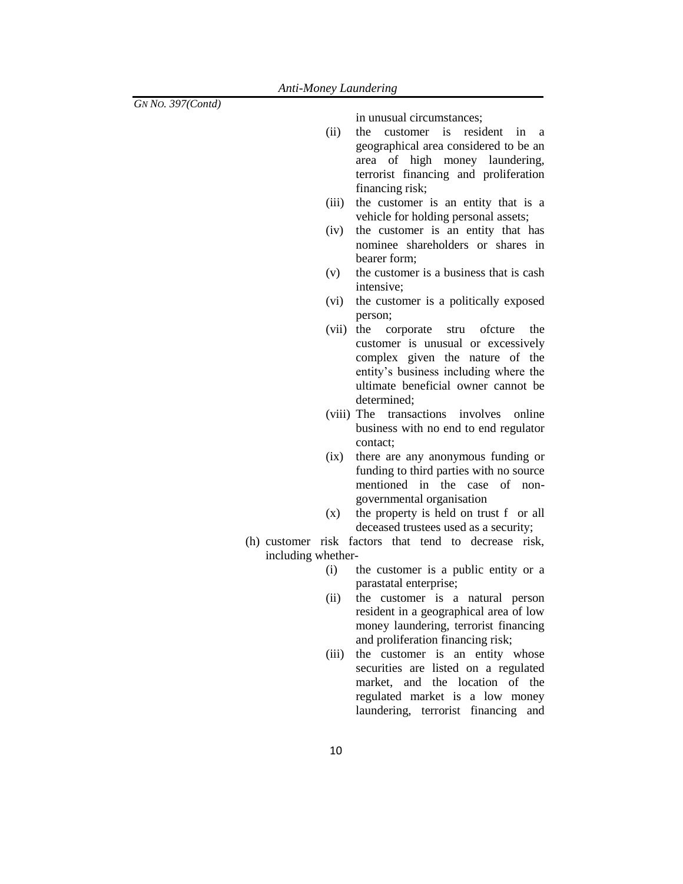in unusual circumstances;

(ii) the customer is resident in a geographical area considered to be an area of high money laundering, terrorist financing and proliferation financing risk;

(iii) the customer is an entity that is a vehicle for holding personal assets;

(iv) the customer is an entity that has nominee shareholders or shares in bearer form;

(v) the customer is a business that is cash intensive;

(vi) the customer is a politically exposed person;

(vii) the corporate stru ofcture the customer is unusual or excessively complex given the nature of the entity's business including where the ultimate beneficial owner cannot be determined;

(viii) The transactions involves online business with no end to end regulator contact;

(ix) there are any anonymous funding or funding to third parties with no source mentioned in the case of non-governmental organisation

(x) the property is held on trust f or all deceased trustees used as a security;

(h) customer risk factors that tend to decrease risk, including whether-

(i) the customer is a public entity or a parastatal enterprise;

(ii) the customer is a natural person resident in a geographical area of low money laundering, terrorist financing and proliferation financing risk;

(iii) the customer is an entity whose securities are listed on a regulated market, and the location of the regulated market is a low money laundering, terrorist financing and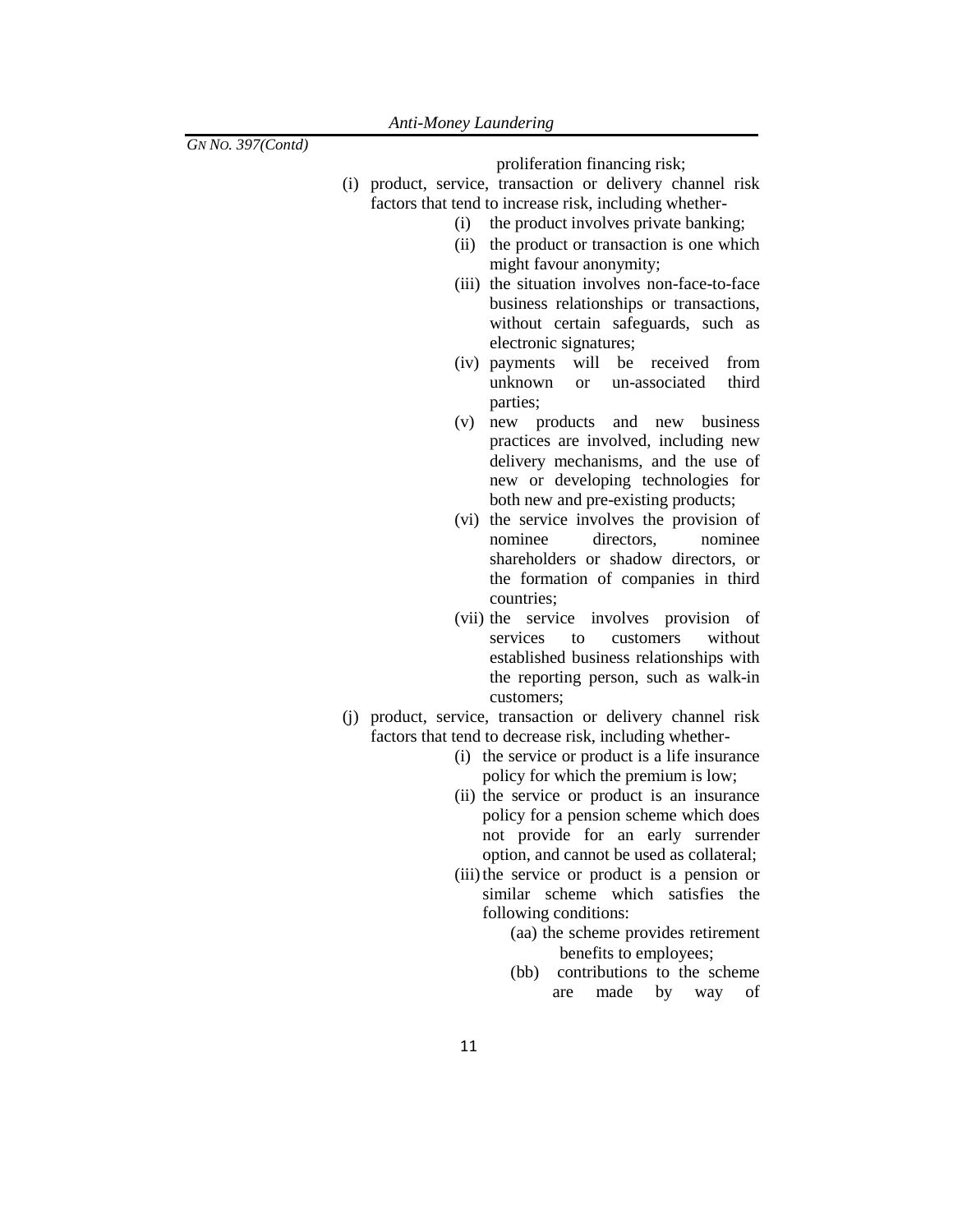proliferation financing risk;

(i) product, service, transaction or delivery channel risk factors that tend to increase risk, including whether-

   (i) the product involves private banking;

   (ii) the product or transaction is one which might favour anonymity;

   (iii) the situation involves non-face-to-face business relationships or transactions, without certain safeguards, such as electronic signatures;

   (iv) payments will be received from unknown or un-associated third parties;

   (v) new products and new business practices are involved, including new delivery mechanisms, and the use of new or developing technologies for both new and pre-existing products;

   (vi) the service involves the provision of nominee directors, nominee shareholders or shadow directors, or the formation of companies in third countries;

   (vii) the service involves provision of services to customers without established business relationships with the reporting person, such as walk-in customers;

(j) product, service, transaction or delivery channel risk factors that tend to decrease risk, including whether-

   (i) the service or product is a life insurance policy for which the premium is low;

   (ii) the service or product is an insurance policy for a pension scheme which does not provide for an early surrender option, and cannot be used as collateral;

   (iii) the service or product is a pension or similar scheme which satisfies the following conditions:

      (aa) the scheme provides retirement benefits to employees;

      (bb) contributions to the scheme are made by way of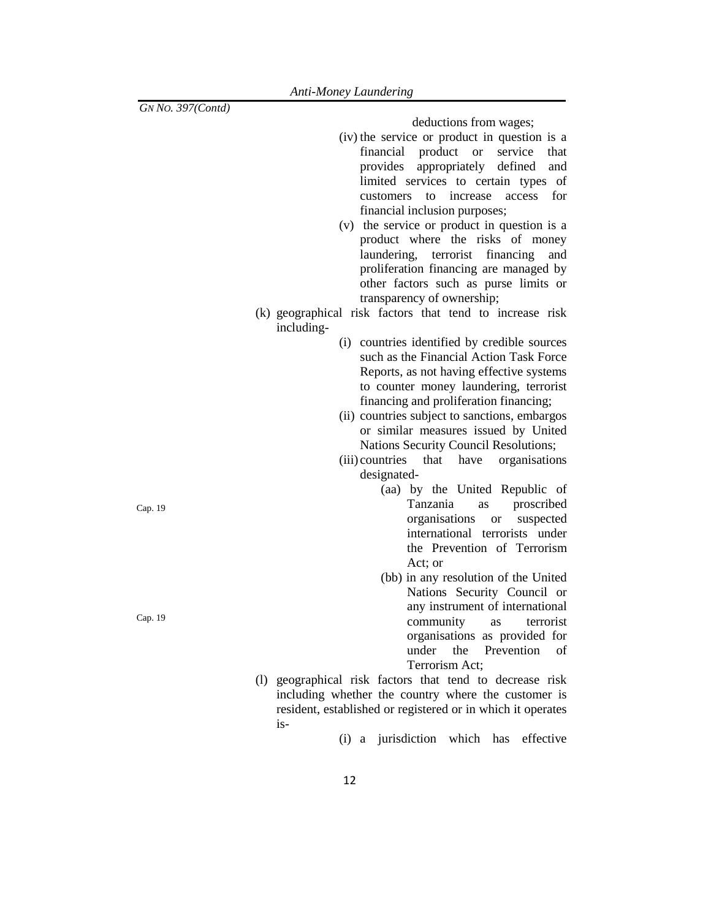deductions from wages;

(iv) the service or product in question is a financial product or service that provides appropriately defined and limited services to certain types of customers to increase access for financial inclusion purposes;

(v) the service or product in question is a product where the risks of money laundering, terrorist financing and proliferation financing are managed by other factors such as purse limits or transparency of ownership;

(k) geographical risk factors that tend to increase risk including-

(i) countries identified by credible sources such as the Financial Action Task Force Reports, as not having effective systems to counter money laundering, terrorist financing and proliferation financing;

(ii) countries subject to sanctions, embargos or similar measures issued by United Nations Security Council Resolutions;

(iii) countries that have organisations designated-

(aa) by the United Republic of Tanzania as proscribed organisations or suspected international terrorists under the Prevention of Terrorism Act; or

Cap. 19

(bb) in any resolution of the United Nations Security Council or any instrument of international community as terrorist organisations as provided for under the Prevention of Terrorism Act;

Cap. 19

(l) geographical risk factors that tend to decrease risk including whether the country where the customer is resident, established or registered or in which it operates is-

(i) a jurisdiction which has effective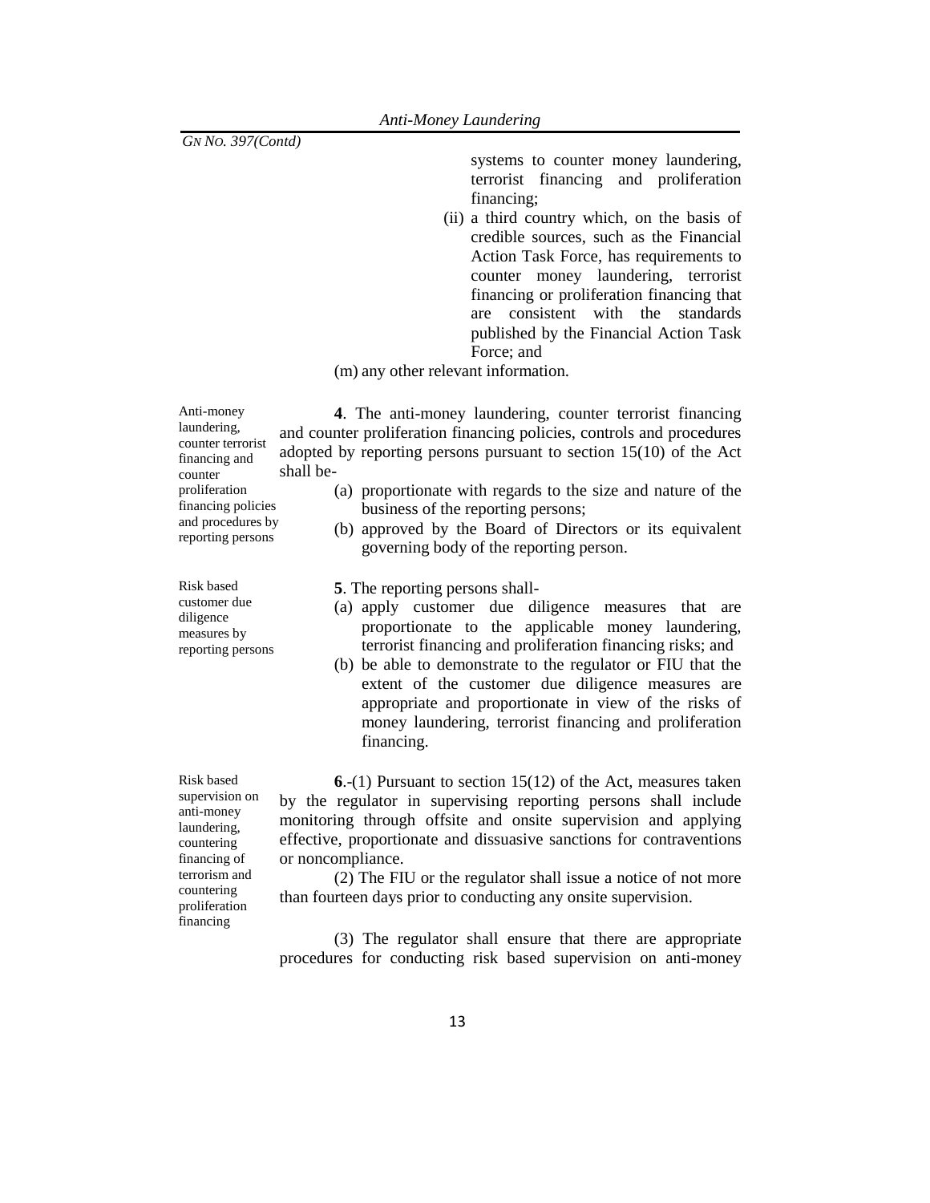systems to counter money laundering, terrorist financing and proliferation financing;

(ii) a third country which, on the basis of credible sources, such as the Financial Action Task Force, has requirements to counter money laundering, terrorist financing or proliferation financing that are consistent with the standards published by the Financial Action Task Force; and

(m) any other relevant information.

Anti-money laundering, counter terrorist financing and counter proliferation financing policies and procedures by reporting persons

**4**. The anti-money laundering, counter terrorist financing and counter proliferation financing policies, controls and procedures adopted by reporting persons pursuant to section 15(10) of the Act shall be-

(a) proportionate with regards to the size and nature of the business of the reporting persons;

(b) approved by the Board of Directors or its equivalent governing body of the reporting person.

Risk based customer due diligence measures by reporting persons

**5**. The reporting persons shall-

(a) apply customer due diligence measures that are proportionate to the applicable money laundering, terrorist financing and proliferation financing risks; and

(b) be able to demonstrate to the regulator or FIU that the extent of the customer due diligence measures are appropriate and proportionate in view of the risks of money laundering, terrorist financing and proliferation financing.

Risk based supervision on anti-money laundering, countering financing of terrorism and countering proliferation financing

**6**.-(1) Pursuant to section 15(12) of the Act, measures taken by the regulator in supervising reporting persons shall include monitoring through offsite and onsite supervision and applying effective, proportionate and dissuasive sanctions for contraventions or noncompliance.

(2) The FIU or the regulator shall issue a notice of not more than fourteen days prior to conducting any onsite supervision.

(3) The regulator shall ensure that there are appropriate procedures for conducting risk based supervision on anti-money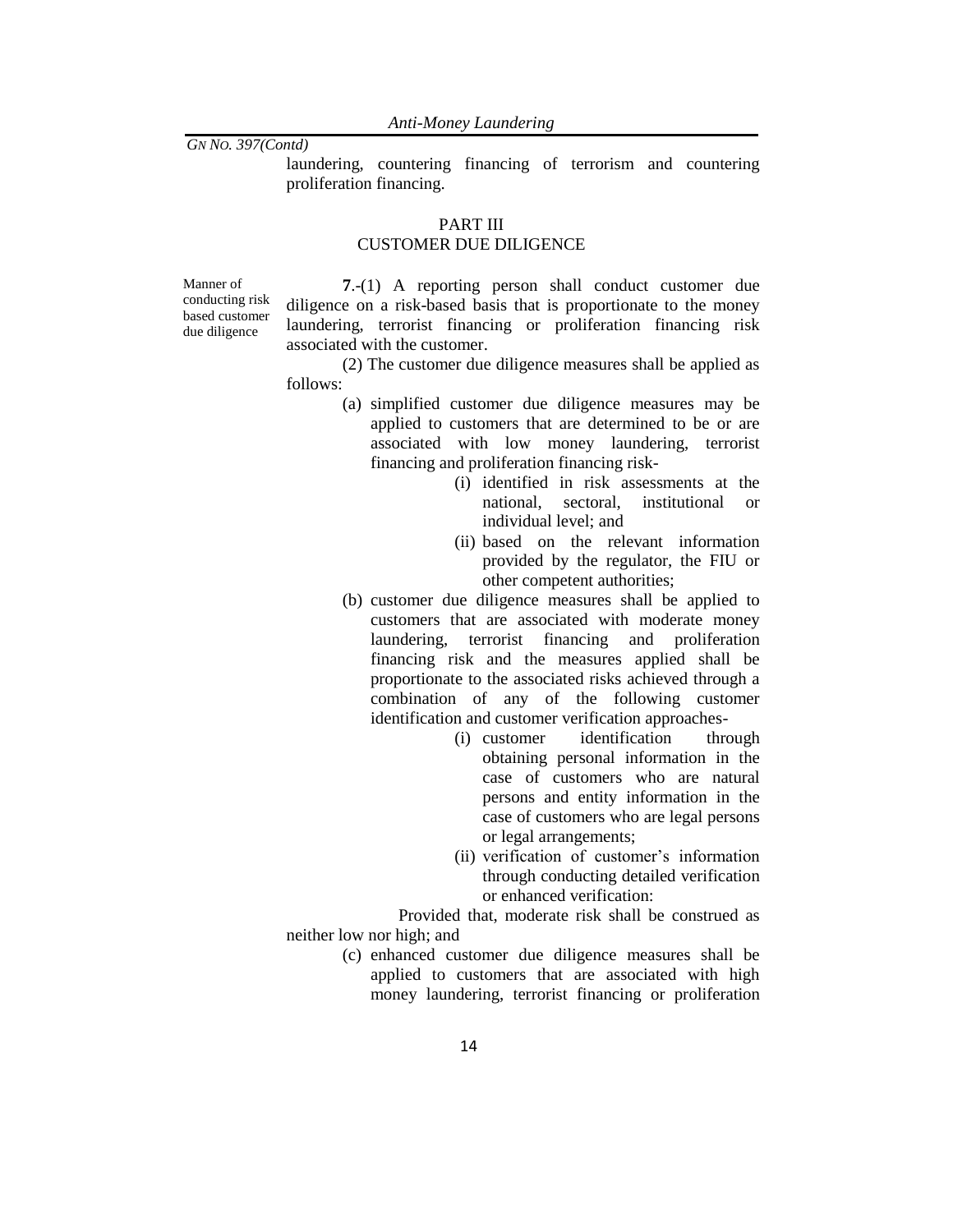laundering, countering financing of terrorism and countering proliferation financing.

## PART III
## CUSTOMER DUE DILIGENCE

Manner of conducting risk based customer due diligence

**7**.-(1) A reporting person shall conduct customer due diligence on a risk-based basis that is proportionate to the money laundering, terrorist financing or proliferation financing risk associated with the customer.

(2) The customer due diligence measures shall be applied as follows:

(a) simplified customer due diligence measures may be applied to customers that are determined to be or are associated with low money laundering, terrorist financing and proliferation financing risk-

(i) identified in risk assessments at the national, sectoral, institutional or individual level; and

(ii) based on the relevant information provided by the regulator, the FIU or other competent authorities;

(b) customer due diligence measures shall be applied to customers that are associated with moderate money laundering, terrorist financing and proliferation financing risk and the measures applied shall be proportionate to the associated risks achieved through a combination of any of the following customer identification and customer verification approaches-

(i) customer identification through obtaining personal information in the case of customers who are natural persons and entity information in the case of customers who are legal persons or legal arrangements;

(ii) verification of customer's information through conducting detailed verification or enhanced verification:

Provided that, moderate risk shall be construed as neither low nor high; and

(c) enhanced customer due diligence measures shall be applied to customers that are associated with high money laundering, terrorist financing or proliferation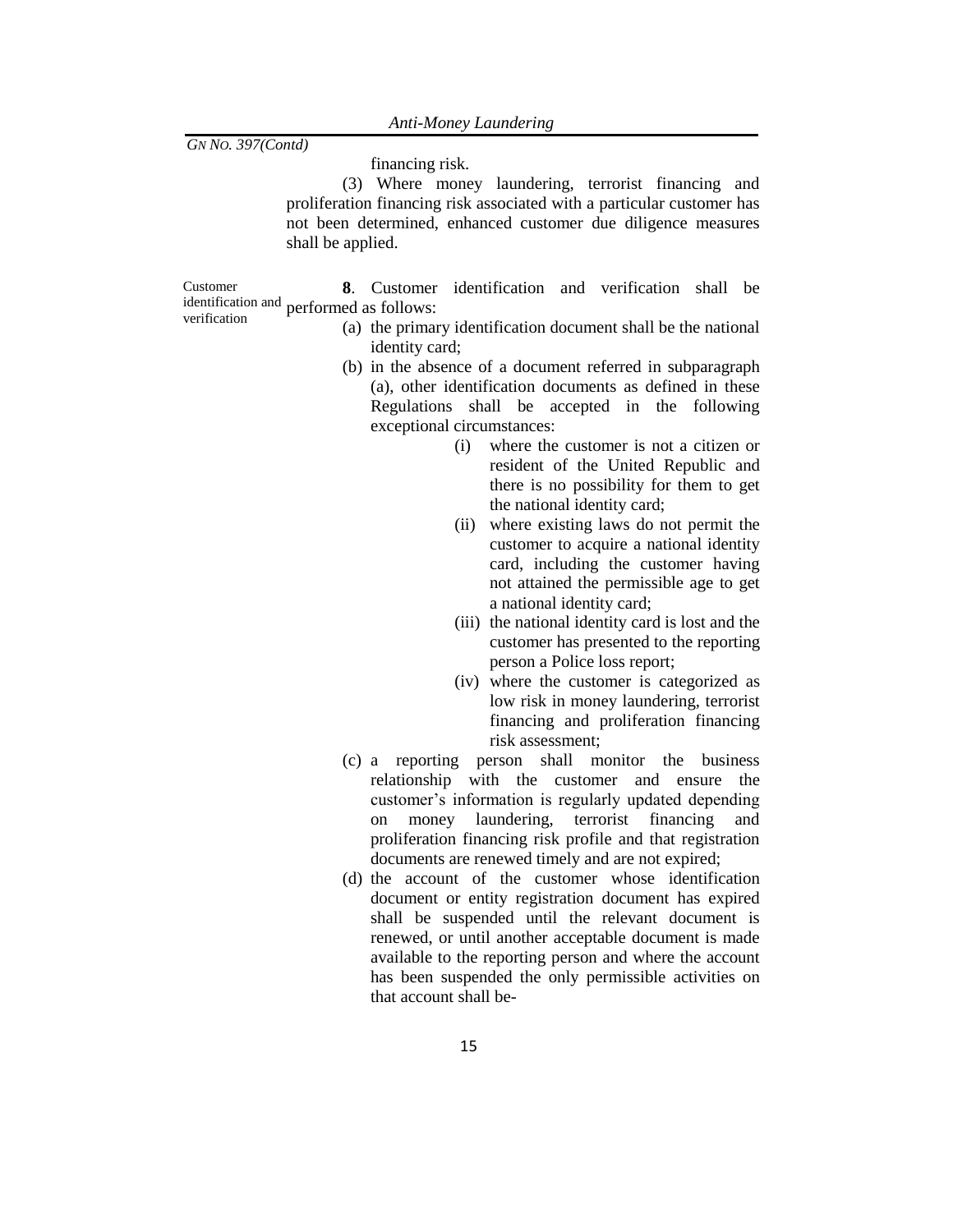*GN NO. 397(Contd)*

financing risk.

(3) Where money laundering, terrorist financing and proliferation financing risk associated with a particular customer has not been determined, enhanced customer due diligence measures shall be applied.

Customer identification and verification

**8**. Customer identification and verification shall be performed as follows:

(a) the primary identification document shall be the national identity card;

(b) in the absence of a document referred in subparagraph (a), other identification documents as defined in these Regulations shall be accepted in the following exceptional circumstances:

(i) where the customer is not a citizen or resident of the United Republic and there is no possibility for them to get the national identity card;

(ii) where existing laws do not permit the customer to acquire a national identity card, including the customer having not attained the permissible age to get a national identity card;

(iii) the national identity card is lost and the customer has presented to the reporting person a Police loss report;

(iv) where the customer is categorized as low risk in money laundering, terrorist financing and proliferation financing risk assessment;

(c) a reporting person shall monitor the business relationship with the customer and ensure the customer's information is regularly updated depending on money laundering, terrorist financing and proliferation financing risk profile and that registration documents are renewed timely and are not expired;

(d) the account of the customer whose identification document or entity registration document has expired shall be suspended until the relevant document is renewed, or until another acceptable document is made available to the reporting person and where the account has been suspended the only permissible activities on that account shall be-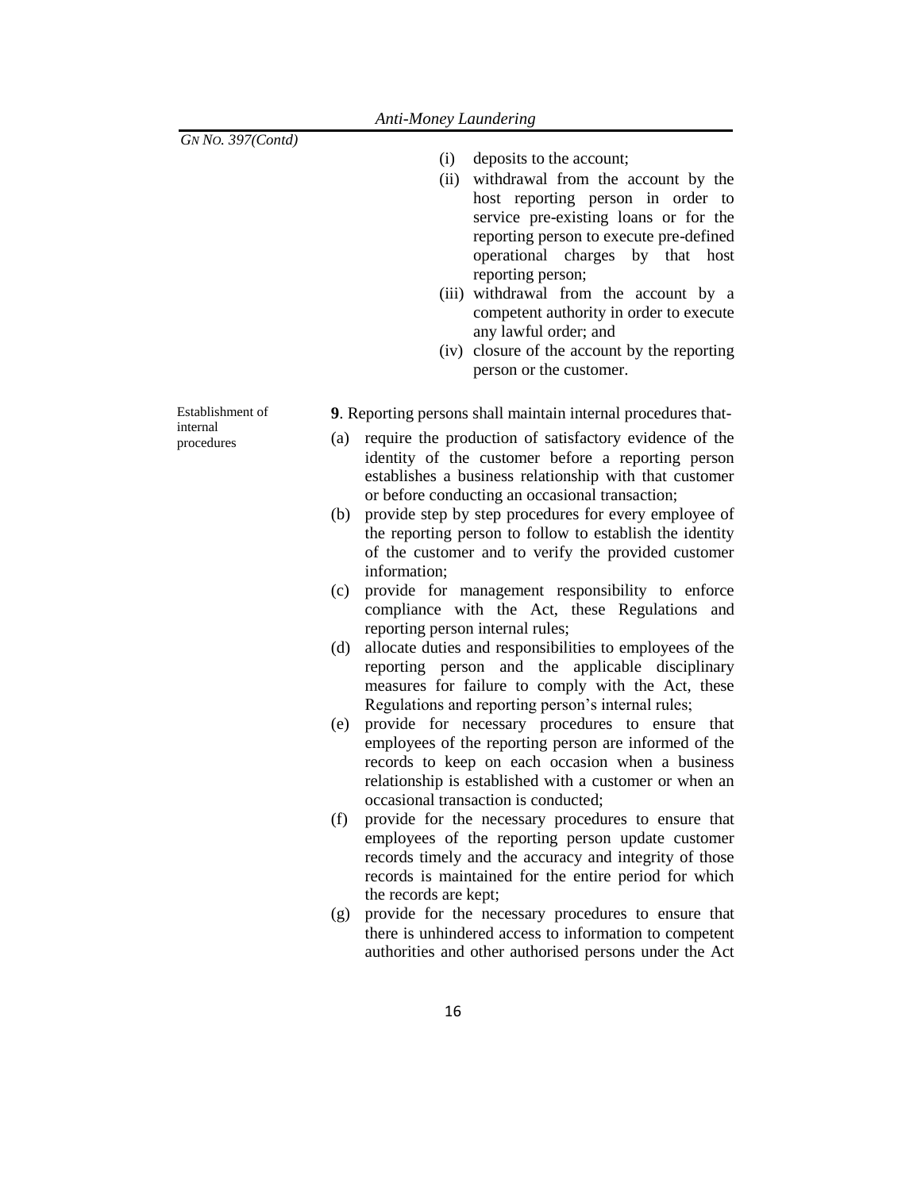(i) deposits to the account;

(ii) withdrawal from the account by the host reporting person in order to service pre-existing loans or for the reporting person to execute pre-defined operational charges by that host reporting person;

(iii) withdrawal from the account by a competent authority in order to execute any lawful order; and

(iv) closure of the account by the reporting person or the customer.

Establishment of internal procedures

**9**. Reporting persons shall maintain internal procedures that-

(a) require the production of satisfactory evidence of the identity of the customer before a reporting person establishes a business relationship with that customer or before conducting an occasional transaction;

(b) provide step by step procedures for every employee of the reporting person to follow to establish the identity of the customer and to verify the provided customer information;

(c) provide for management responsibility to enforce compliance with the Act, these Regulations and reporting person internal rules;

(d) allocate duties and responsibilities to employees of the reporting person and the applicable disciplinary measures for failure to comply with the Act, these Regulations and reporting person's internal rules;

(e) provide for necessary procedures to ensure that employees of the reporting person are informed of the records to keep on each occasion when a business relationship is established with a customer or when an occasional transaction is conducted;

(f) provide for the necessary procedures to ensure that employees of the reporting person update customer records timely and the accuracy and integrity of those records is maintained for the entire period for which the records are kept;

(g) provide for the necessary procedures to ensure that there is unhindered access to information to competent authorities and other authorised persons under the Act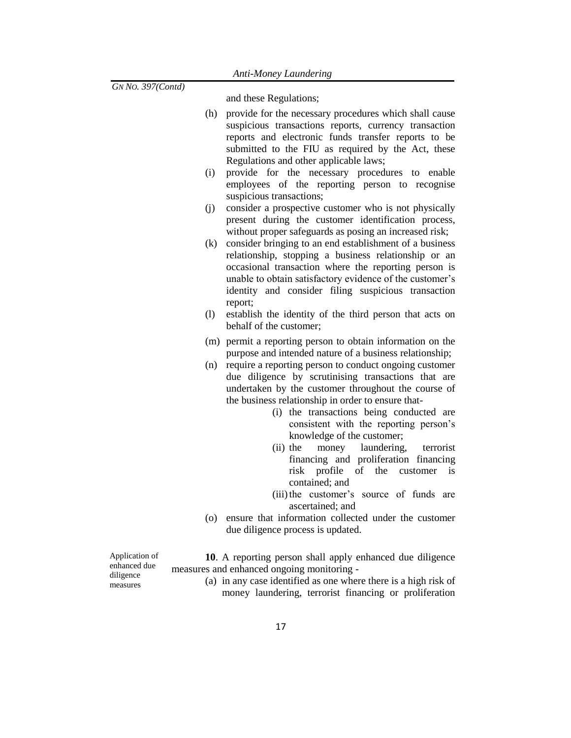and these Regulations;

(h) provide for the necessary procedures which shall cause suspicious transactions reports, currency transaction reports and electronic funds transfer reports to be submitted to the FIU as required by the Act, these Regulations and other applicable laws;

(i) provide for the necessary procedures to enable employees of the reporting person to recognise suspicious transactions;

(j) consider a prospective customer who is not physically present during the customer identification process, without proper safeguards as posing an increased risk;

(k) consider bringing to an end establishment of a business relationship, stopping a business relationship or an occasional transaction where the reporting person is unable to obtain satisfactory evidence of the customer's identity and consider filing suspicious transaction report;

(l) establish the identity of the third person that acts on behalf of the customer;

(m) permit a reporting person to obtain information on the purpose and intended nature of a business relationship;

(n) require a reporting person to conduct ongoing customer due diligence by scrutinising transactions that are undertaken by the customer throughout the course of the business relationship in order to ensure that-

  (i) the transactions being conducted are consistent with the reporting person's knowledge of the customer;

  (ii) the money laundering, terrorist financing and proliferation financing risk profile of the customer is contained; and

  (iii) the customer's source of funds are ascertained; and

(o) ensure that information collected under the customer due diligence process is updated.

Application of enhanced due diligence measures

**10**. A reporting person shall apply enhanced due diligence measures and enhanced ongoing monitoring -

(a) in any case identified as one where there is a high risk of money laundering, terrorist financing or proliferation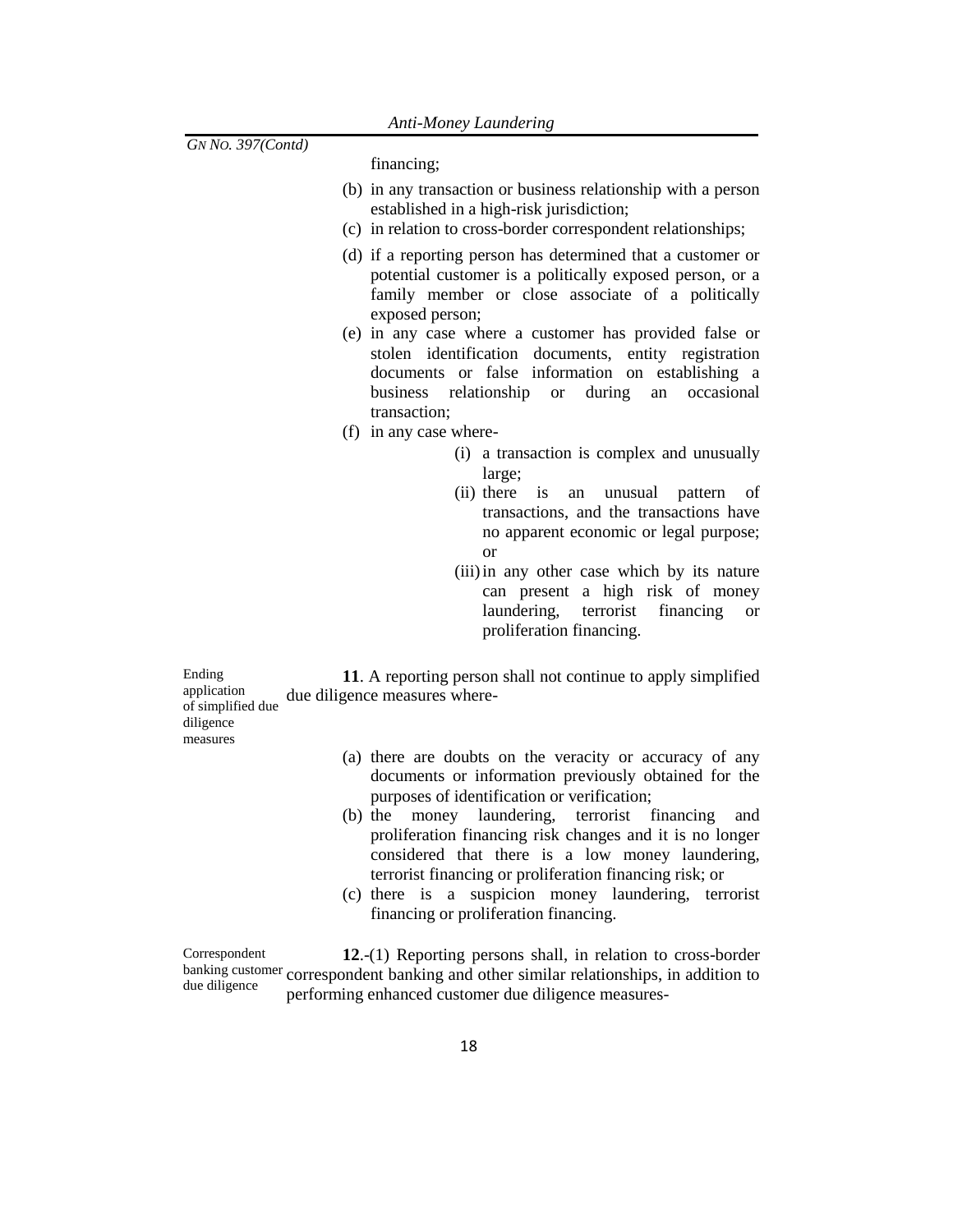financing;

(b) in any transaction or business relationship with a person established in a high-risk jurisdiction;

(c) in relation to cross-border correspondent relationships;

(d) if a reporting person has determined that a customer or potential customer is a politically exposed person, or a family member or close associate of a politically exposed person;

(e) in any case where a customer has provided false or stolen identification documents, entity registration documents or false information on establishing a business relationship or during an occasional transaction;

(f) in any case where-

   (i) a transaction is complex and unusually large;

   (ii) there is an unusual pattern of transactions, and the transactions have no apparent economic or legal purpose; or

   (iii) in any other case which by its nature can present a high risk of money laundering, terrorist financing or proliferation financing.

*Ending application of simplified due diligence measures*

**11**. A reporting person shall not continue to apply simplified due diligence measures where-

(a) there are doubts on the veracity or accuracy of any documents or information previously obtained for the purposes of identification or verification;

(b) the money laundering, terrorist financing and proliferation financing risk changes and it is no longer considered that there is a low money laundering, terrorist financing or proliferation financing risk; or

(c) there is a suspicion money laundering, terrorist financing or proliferation financing.

*Correspondent banking customer due diligence*

**12**.-(1) Reporting persons shall, in relation to cross-border correspondent banking and other similar relationships, in addition to performing enhanced customer due diligence measures-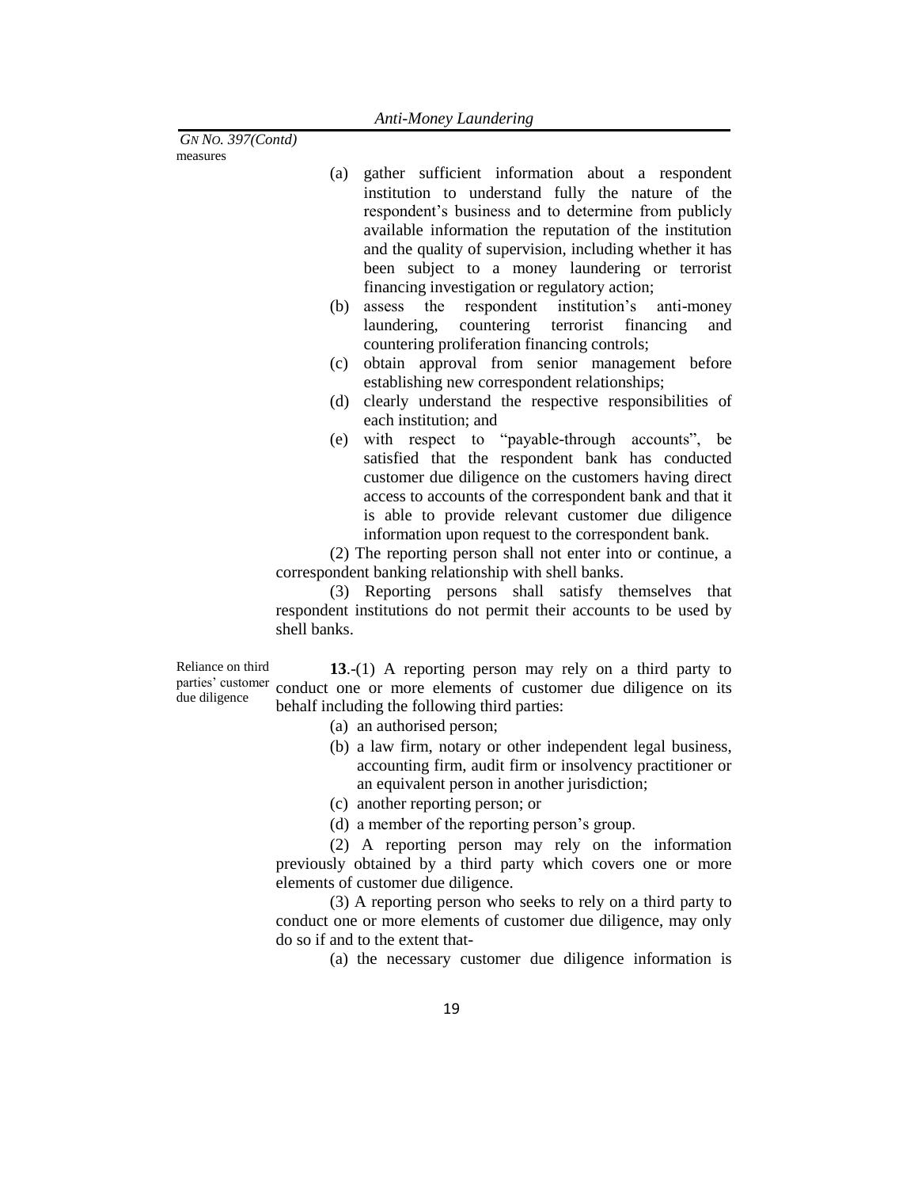measures

(a) gather sufficient information about a respondent institution to understand fully the nature of the respondent's business and to determine from publicly available information the reputation of the institution and the quality of supervision, including whether it has been subject to a money laundering or terrorist financing investigation or regulatory action;

(b) assess the respondent institution's anti-money laundering, countering terrorist financing and countering proliferation financing controls;

(c) obtain approval from senior management before establishing new correspondent relationships;

(d) clearly understand the respective responsibilities of each institution; and

(e) with respect to "payable-through accounts", be satisfied that the respondent bank has conducted customer due diligence on the customers having direct access to accounts of the correspondent bank and that it is able to provide relevant customer due diligence information upon request to the correspondent bank.

(2) The reporting person shall not enter into or continue, a correspondent banking relationship with shell banks.

(3) Reporting persons shall satisfy themselves that respondent institutions do not permit their accounts to be used by shell banks.

Reliance on third parties' customer due diligence

**13**.-(1) A reporting person may rely on a third party to conduct one or more elements of customer due diligence on its behalf including the following third parties:

(a) an authorised person;

(b) a law firm, notary or other independent legal business, accounting firm, audit firm or insolvency practitioner or an equivalent person in another jurisdiction;

(c) another reporting person; or

(d) a member of the reporting person's group.

(2) A reporting person may rely on the information previously obtained by a third party which covers one or more elements of customer due diligence.

(3) A reporting person who seeks to rely on a third party to conduct one or more elements of customer due diligence, may only do so if and to the extent that-

(a) the necessary customer due diligence information is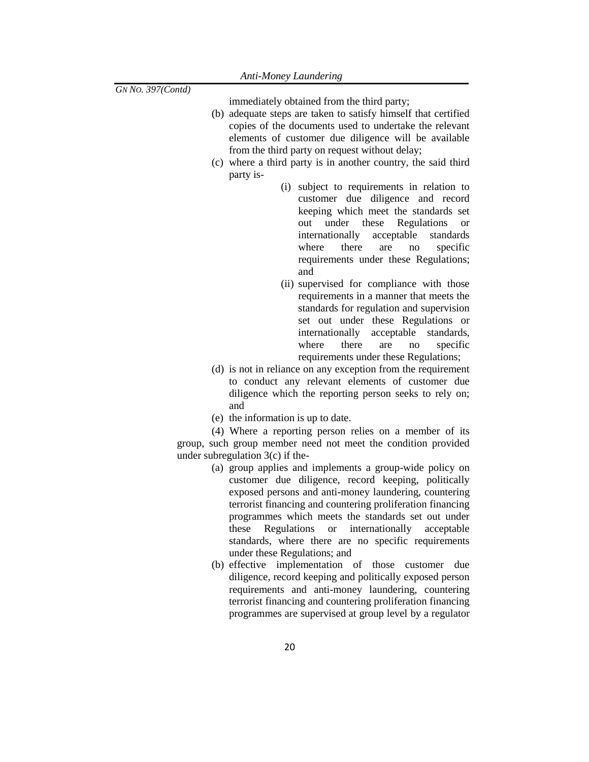immediately obtained from the third party;

(b) adequate steps are taken to satisfy himself that certified copies of the documents used to undertake the relevant elements of customer due diligence will be available from the third party on request without delay;

(c) where a third party is in another country, the said third party is-

  (i) subject to requirements in relation to customer due diligence and record keeping which meet the standards set out under these Regulations or internationally acceptable standards where there are no specific requirements under these Regulations; and

  (ii) supervised for compliance with those requirements in a manner that meets the standards for regulation and supervision set out under these Regulations or internationally acceptable standards, where there are no specific requirements under these Regulations;

(d) is not in reliance on any exception from the requirement to conduct any relevant elements of customer due diligence which the reporting person seeks to rely on; and

(e) the information is up to date.

(4) Where a reporting person relies on a member of its group, such group member need not meet the condition provided under subregulation 3(c) if the-

(a) group applies and implements a group-wide policy on customer due diligence, record keeping, politically exposed persons and anti-money laundering, countering terrorist financing and countering proliferation financing programmes which meets the standards set out under these Regulations or internationally acceptable standards, where there are no specific requirements under these Regulations; and

(b) effective implementation of those customer due diligence, record keeping and politically exposed person requirements and anti-money laundering, countering terrorist financing and countering proliferation financing programmes are supervised at group level by a regulator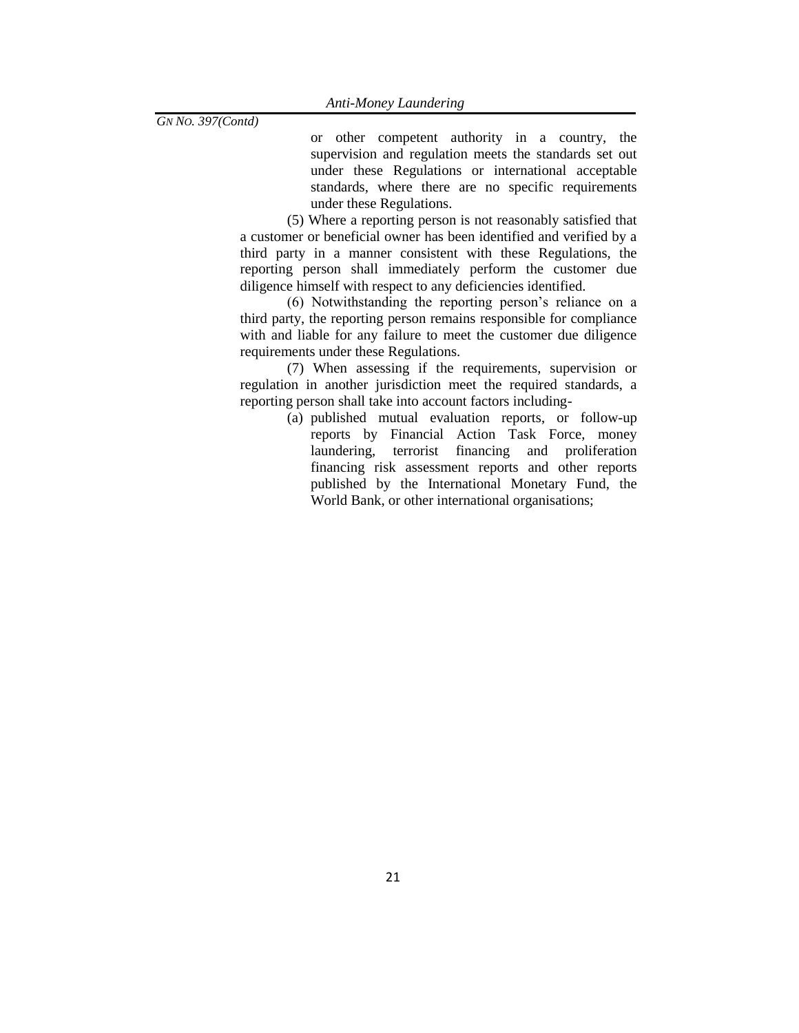or other competent authority in a country, the supervision and regulation meets the standards set out under these Regulations or international acceptable standards, where there are no specific requirements under these Regulations.

(5) Where a reporting person is not reasonably satisfied that a customer or beneficial owner has been identified and verified by a third party in a manner consistent with these Regulations, the reporting person shall immediately perform the customer due diligence himself with respect to any deficiencies identified.

(6) Notwithstanding the reporting person's reliance on a third party, the reporting person remains responsible for compliance with and liable for any failure to meet the customer due diligence requirements under these Regulations.

(7) When assessing if the requirements, supervision or regulation in another jurisdiction meet the required standards, a reporting person shall take into account factors including-

(a) published mutual evaluation reports, or follow-up reports by Financial Action Task Force, money laundering, terrorist financing and proliferation financing risk assessment reports and other reports published by the International Monetary Fund, the World Bank, or other international organisations;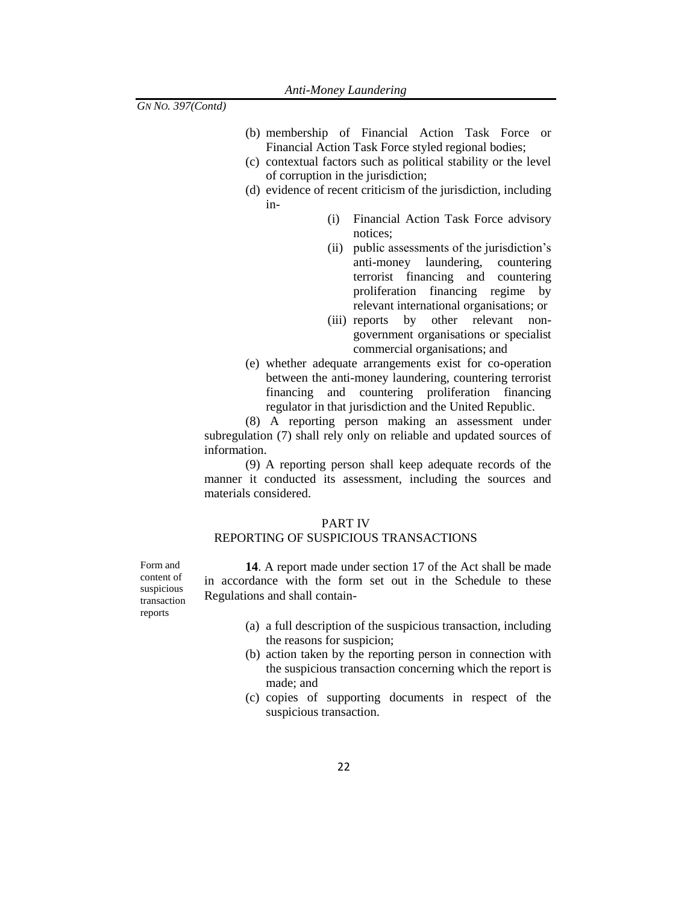(b) membership of Financial Action Task Force or Financial Action Task Force styled regional bodies;

(c) contextual factors such as political stability or the level of corruption in the jurisdiction;

(d) evidence of recent criticism of the jurisdiction, including in-

(i) Financial Action Task Force advisory notices;

(ii) public assessments of the jurisdiction's anti-money laundering, countering terrorist financing and countering proliferation financing regime by relevant international organisations; or

(iii) reports by other relevant non-government organisations or specialist commercial organisations; and

(e) whether adequate arrangements exist for co-operation between the anti-money laundering, countering terrorist financing and countering proliferation financing regulator in that jurisdiction and the United Republic.

(8) A reporting person making an assessment under subregulation (7) shall rely only on reliable and updated sources of information.

(9) A reporting person shall keep adequate records of the manner it conducted its assessment, including the sources and materials considered.

## PART IV
## REPORTING OF SUSPICIOUS TRANSACTIONS

Form and content of suspicious transaction reports

**14**. A report made under section 17 of the Act shall be made in accordance with the form set out in the Schedule to these Regulations and shall contain-

(a) a full description of the suspicious transaction, including the reasons for suspicion;

(b) action taken by the reporting person in connection with the suspicious transaction concerning which the report is made; and

(c) copies of supporting documents in respect of the suspicious transaction.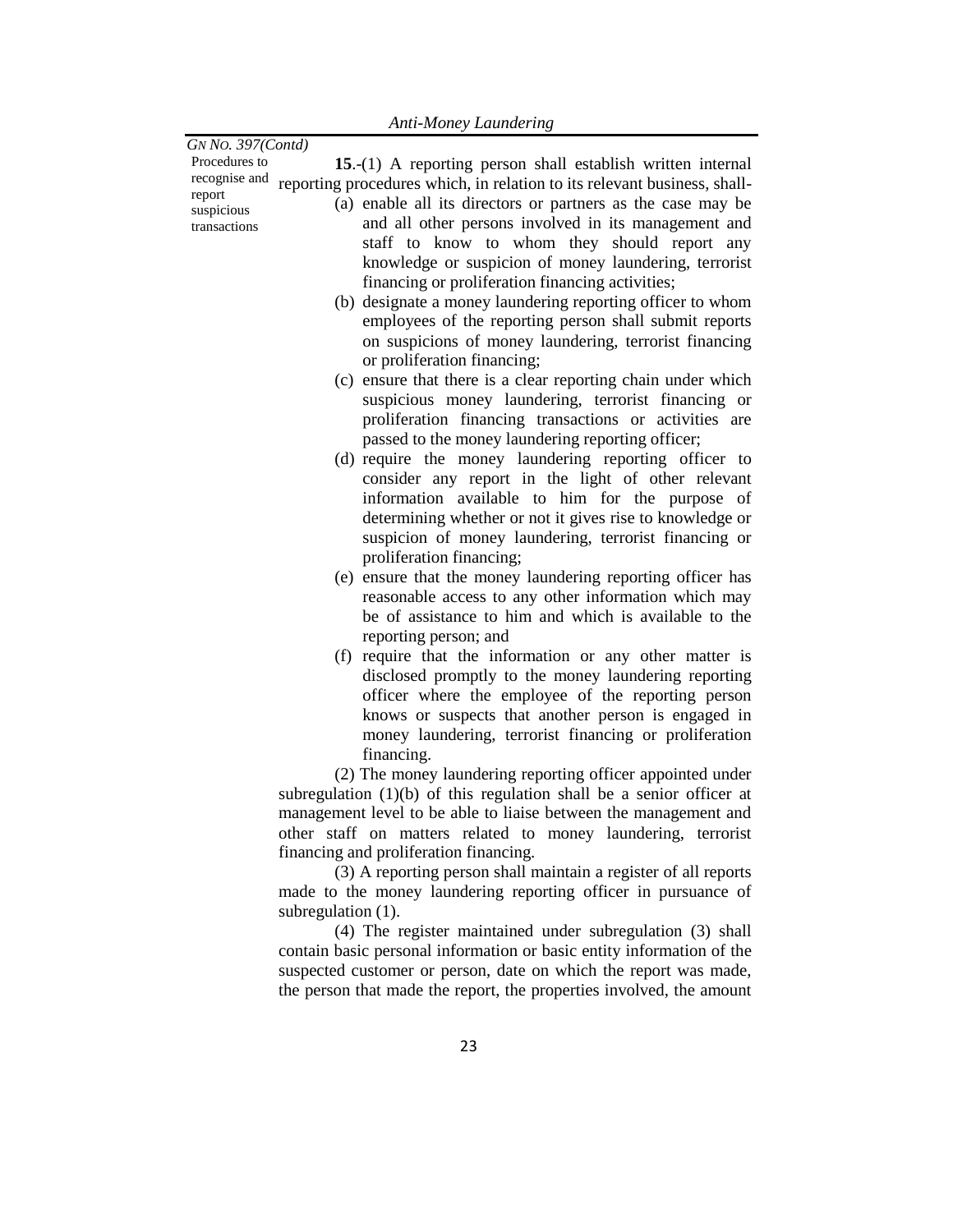*GN NO. 397(Contd)*

Procedures to recognise and report suspicious transactions

**15**.-(1) A reporting person shall establish written internal reporting procedures which, in relation to its relevant business, shall-

(a) enable all its directors or partners as the case may be and all other persons involved in its management and staff to know to whom they should report any knowledge or suspicion of money laundering, terrorist financing or proliferation financing activities;

(b) designate a money laundering reporting officer to whom employees of the reporting person shall submit reports on suspicions of money laundering, terrorist financing or proliferation financing;

(c) ensure that there is a clear reporting chain under which suspicious money laundering, terrorist financing or proliferation financing transactions or activities are passed to the money laundering reporting officer;

(d) require the money laundering reporting officer to consider any report in the light of other relevant information available to him for the purpose of determining whether or not it gives rise to knowledge or suspicion of money laundering, terrorist financing or proliferation financing;

(e) ensure that the money laundering reporting officer has reasonable access to any other information which may be of assistance to him and which is available to the reporting person; and

(f) require that the information or any other matter is disclosed promptly to the money laundering reporting officer where the employee of the reporting person knows or suspects that another person is engaged in money laundering, terrorist financing or proliferation financing.

(2) The money laundering reporting officer appointed under subregulation (1)(b) of this regulation shall be a senior officer at management level to be able to liaise between the management and other staff on matters related to money laundering, terrorist financing and proliferation financing.

(3) A reporting person shall maintain a register of all reports made to the money laundering reporting officer in pursuance of subregulation (1).

(4) The register maintained under subregulation (3) shall contain basic personal information or basic entity information of the suspected customer or person, date on which the report was made, the person that made the report, the properties involved, the amount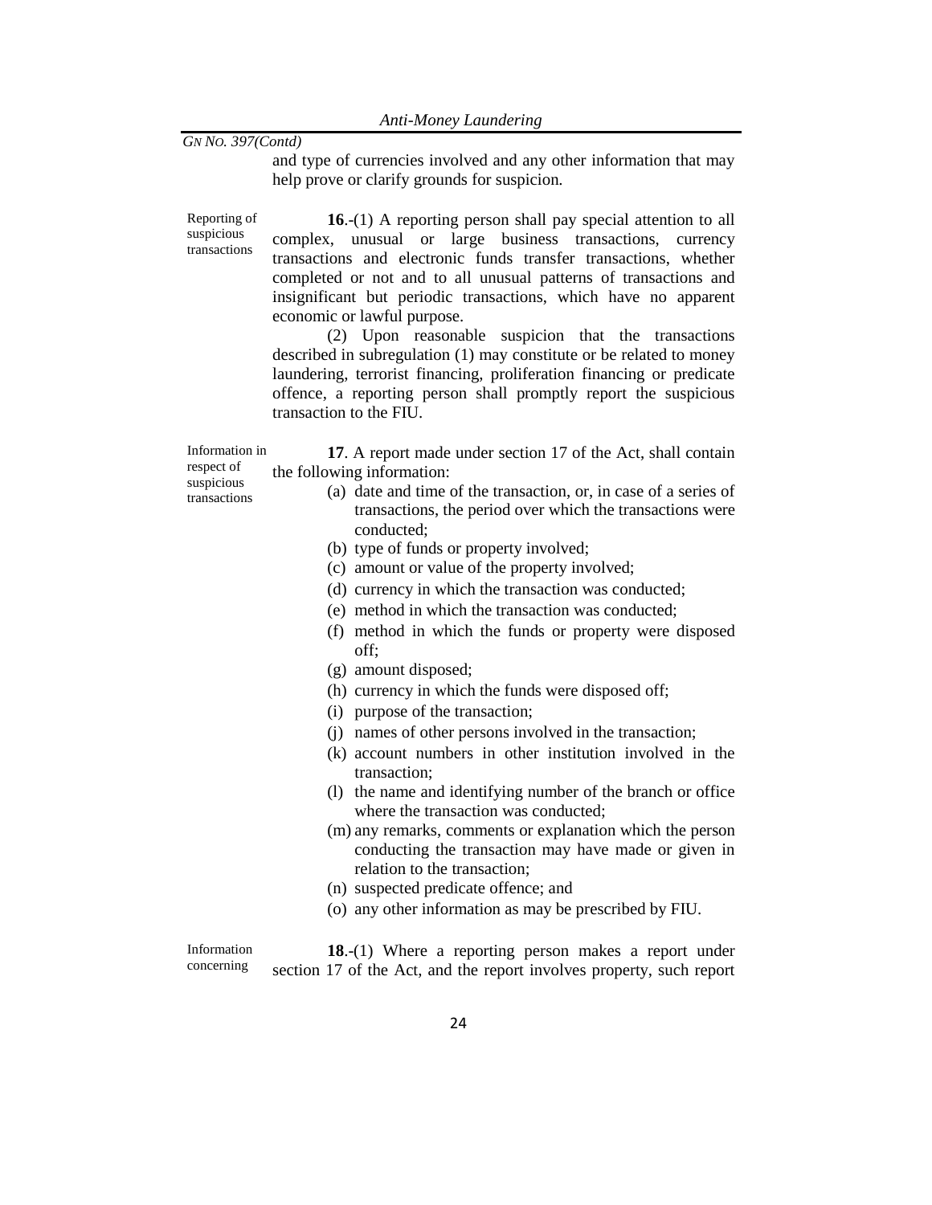and type of currencies involved and any other information that may help prove or clarify grounds for suspicion.

Reporting of suspicious transactions

**16**.-(1) A reporting person shall pay special attention to all complex, unusual or large business transactions, currency transactions and electronic funds transfer transactions, whether completed or not and to all unusual patterns of transactions and insignificant but periodic transactions, which have no apparent economic or lawful purpose.

(2) Upon reasonable suspicion that the transactions described in subregulation (1) may constitute or be related to money laundering, terrorist financing, proliferation financing or predicate offence, a reporting person shall promptly report the suspicious transaction to the FIU.

Information in respect of suspicious transactions

**17**. A report made under section 17 of the Act, shall contain the following information:

(a) date and time of the transaction, or, in case of a series of transactions, the period over which the transactions were conducted;
(b) type of funds or property involved;
(c) amount or value of the property involved;
(d) currency in which the transaction was conducted;
(e) method in which the transaction was conducted;
(f) method in which the funds or property were disposed off;
(g) amount disposed;
(h) currency in which the funds were disposed off;
(i) purpose of the transaction;
(j) names of other persons involved in the transaction;
(k) account numbers in other institution involved in the transaction;
(l) the name and identifying number of the branch or office where the transaction was conducted;
(m) any remarks, comments or explanation which the person conducting the transaction may have made or given in relation to the transaction;
(n) suspected predicate offence; and
(o) any other information as may be prescribed by FIU.

Information concerning

**18**.-(1) Where a reporting person makes a report under section 17 of the Act, and the report involves property, such report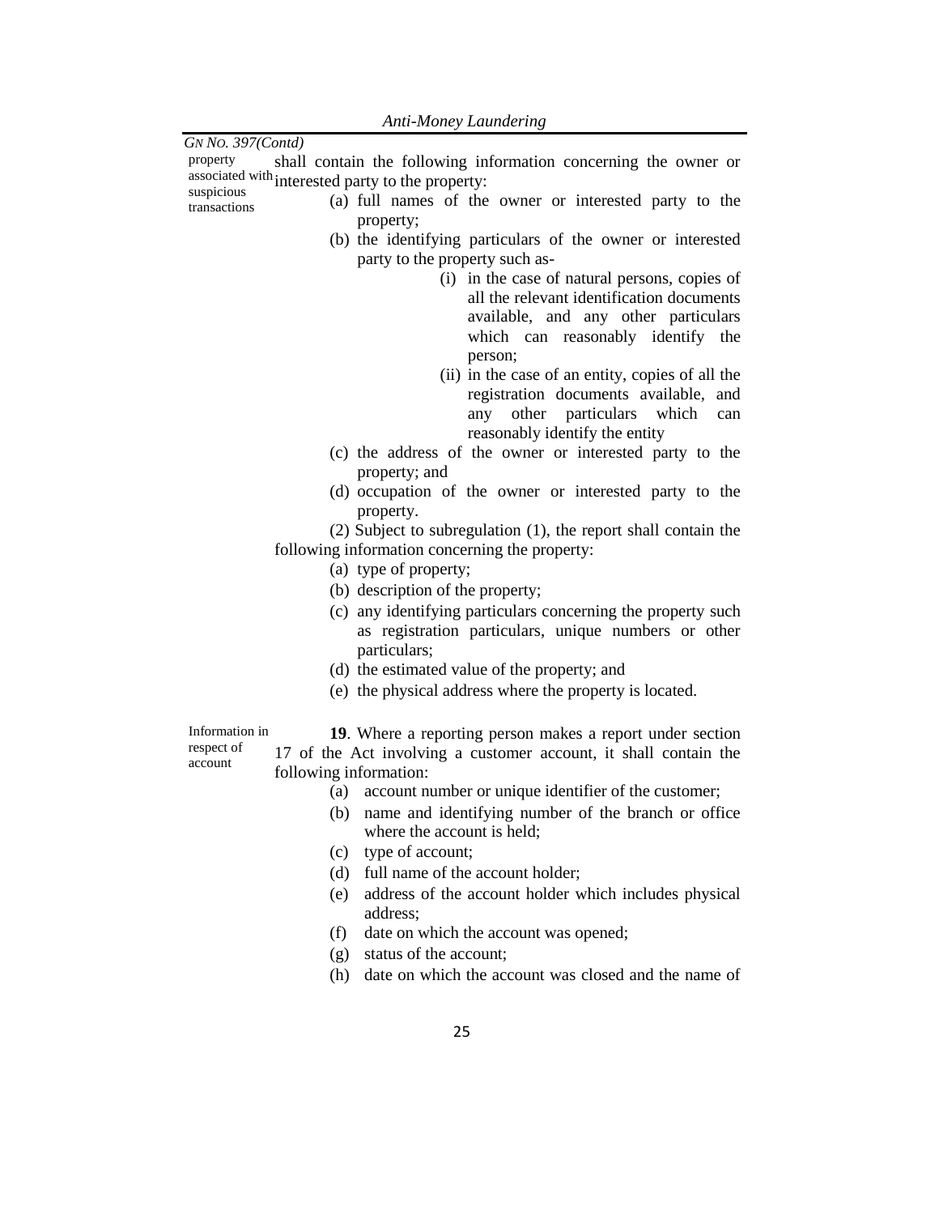*GN NO. 397(Contd)*

property associated with suspicious transactions

shall contain the following information concerning the owner or interested party to the property:

(a) full names of the owner or interested party to the property;

(b) the identifying particulars of the owner or interested party to the property such as-

(i) in the case of natural persons, copies of all the relevant identification documents available, and any other particulars which can reasonably identify the person;

(ii) in the case of an entity, copies of all the registration documents available, and any other particulars which can reasonably identify the entity

(c) the address of the owner or interested party to the property; and

(d) occupation of the owner or interested party to the property.

(2) Subject to subregulation (1), the report shall contain the following information concerning the property:

(a) type of property;

(b) description of the property;

(c) any identifying particulars concerning the property such as registration particulars, unique numbers or other particulars;

(d) the estimated value of the property; and

(e) the physical address where the property is located.

Information in respect of account

**19**. Where a reporting person makes a report under section 17 of the Act involving a customer account, it shall contain the following information:

(a) account number or unique identifier of the customer;

(b) name and identifying number of the branch or office where the account is held;

(c) type of account;

(d) full name of the account holder;

(e) address of the account holder which includes physical address;

(f) date on which the account was opened;

(g) status of the account;

(h) date on which the account was closed and the name of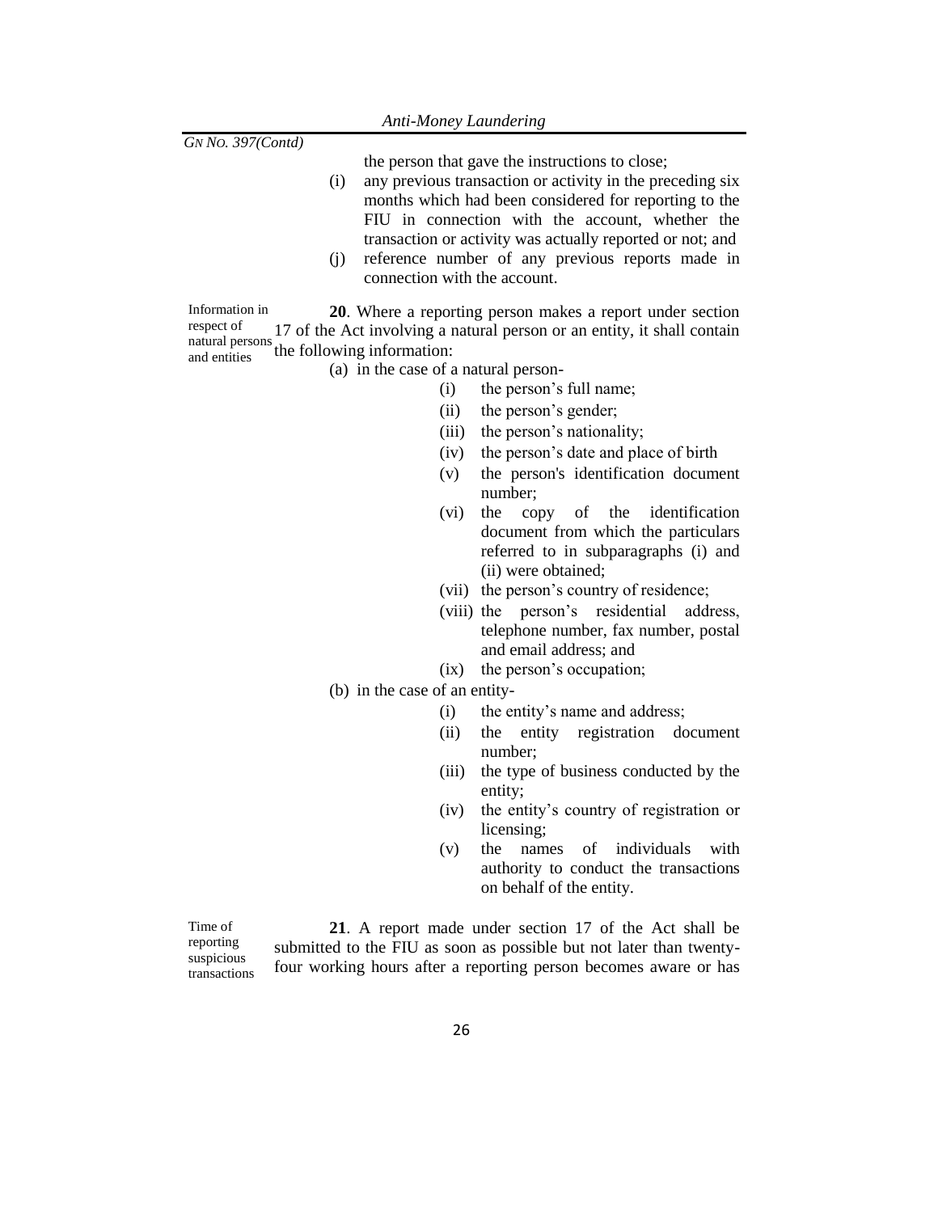*GN No. 397(Contd)*

the person that gave the instructions to close;

(i) any previous transaction or activity in the preceding six months which had been considered for reporting to the FIU in connection with the account, whether the transaction or activity was actually reported or not; and

(j) reference number of any previous reports made in connection with the account.

Information in respect of natural persons and entities

**20**. Where a reporting person makes a report under section 17 of the Act involving a natural person or an entity, it shall contain the following information:

(a) in the case of a natural person-

- (i) the person's full name;
- (ii) the person's gender;
- (iii) the person's nationality;
- (iv) the person's date and place of birth
- (v) the person's identification document number;
- (vi) the copy of the identification document from which the particulars referred to in subparagraphs (i) and (ii) were obtained;
- (vii) the person's country of residence;
- (viii) the person's residential address, telephone number, fax number, postal and email address; and
- (ix) the person's occupation;

(b) in the case of an entity-

- (i) the entity's name and address;
- (ii) the entity registration document number;
- (iii) the type of business conducted by the entity;
- (iv) the entity's country of registration or licensing;
- (v) the names of individuals with authority to conduct the transactions on behalf of the entity.

Time of reporting suspicious transactions

**21**. A report made under section 17 of the Act shall be submitted to the FIU as soon as possible but not later than twenty-four working hours after a reporting person becomes aware or has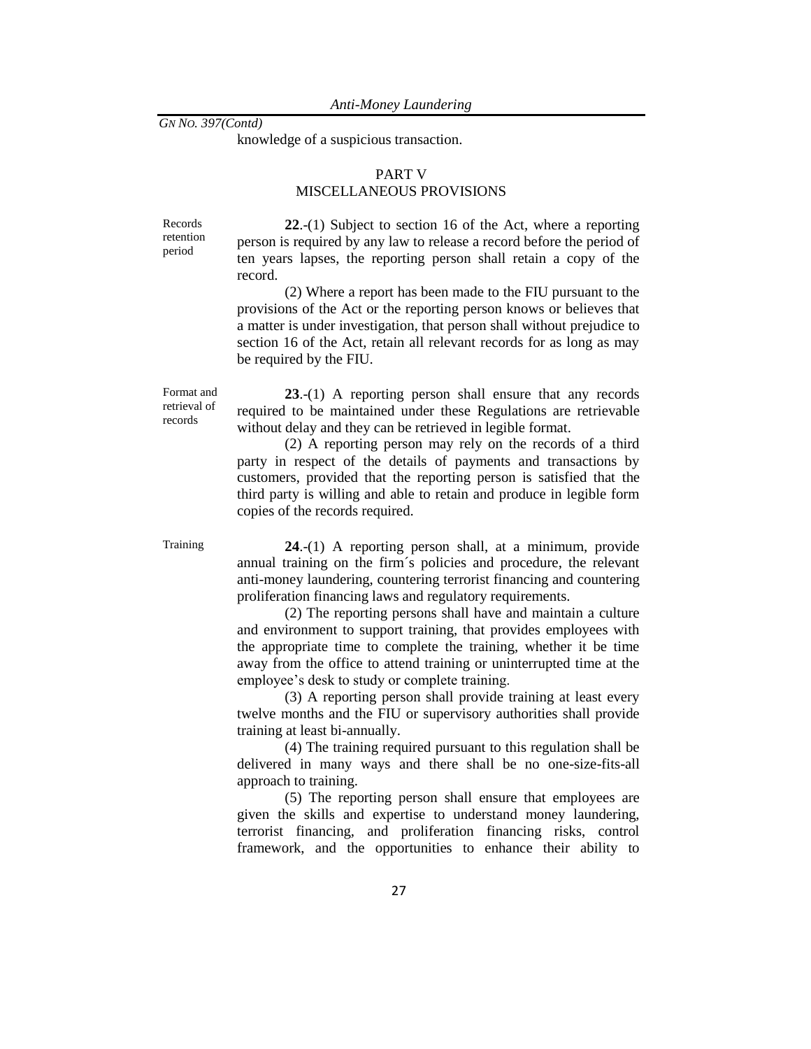knowledge of a suspicious transaction.

## PART V
## MISCELLANEOUS PROVISIONS

Records retention period

**22**.-(1) Subject to section 16 of the Act, where a reporting person is required by any law to release a record before the period of ten years lapses, the reporting person shall retain a copy of the record.

(2) Where a report has been made to the FIU pursuant to the provisions of the Act or the reporting person knows or believes that a matter is under investigation, that person shall without prejudice to section 16 of the Act, retain all relevant records for as long as may be required by the FIU.

Format and retrieval of records

**23**.-(1) A reporting person shall ensure that any records required to be maintained under these Regulations are retrievable without delay and they can be retrieved in legible format.

(2) A reporting person may rely on the records of a third party in respect of the details of payments and transactions by customers, provided that the reporting person is satisfied that the third party is willing and able to retain and produce in legible form copies of the records required.

Training

**24**.-(1) A reporting person shall, at a minimum, provide annual training on the firm´s policies and procedure, the relevant anti-money laundering, countering terrorist financing and countering proliferation financing laws and regulatory requirements.

(2) The reporting persons shall have and maintain a culture and environment to support training, that provides employees with the appropriate time to complete the training, whether it be time away from the office to attend training or uninterrupted time at the employee's desk to study or complete training.

(3) A reporting person shall provide training at least every twelve months and the FIU or supervisory authorities shall provide training at least bi-annually.

(4) The training required pursuant to this regulation shall be delivered in many ways and there shall be no one-size-fits-all approach to training.

(5) The reporting person shall ensure that employees are given the skills and expertise to understand money laundering, terrorist financing, and proliferation financing risks, control framework, and the opportunities to enhance their ability to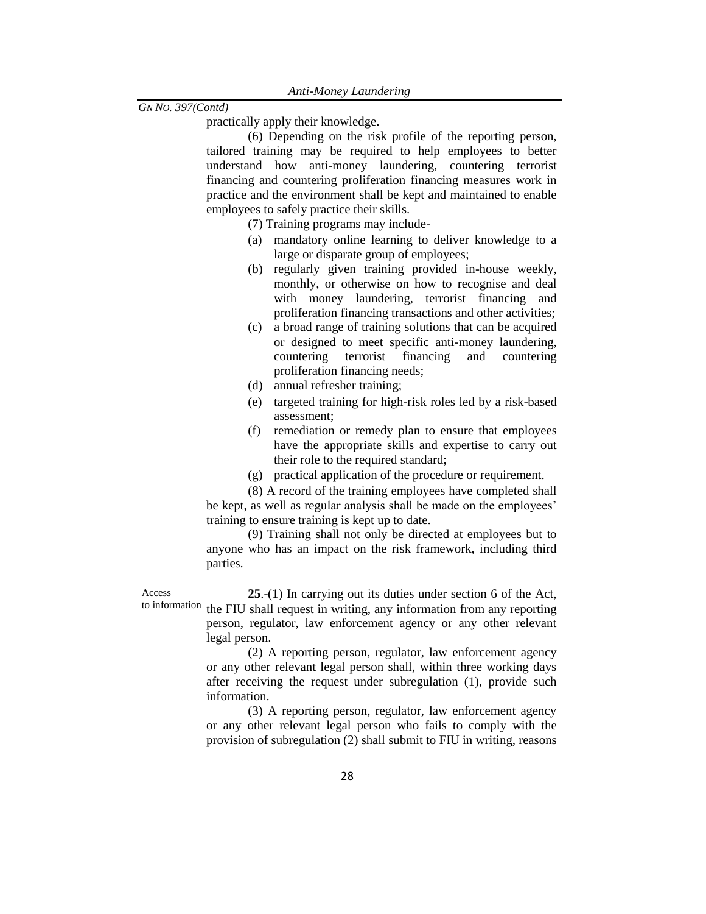practically apply their knowledge.

(6) Depending on the risk profile of the reporting person, tailored training may be required to help employees to better understand how anti-money laundering, countering terrorist financing and countering proliferation financing measures work in practice and the environment shall be kept and maintained to enable employees to safely practice their skills.

(7) Training programs may include-

(a) mandatory online learning to deliver knowledge to a large or disparate group of employees;

(b) regularly given training provided in-house weekly, monthly, or otherwise on how to recognise and deal with money laundering, terrorist financing and proliferation financing transactions and other activities;

(c) a broad range of training solutions that can be acquired or designed to meet specific anti-money laundering, countering terrorist financing and countering proliferation financing needs;

(d) annual refresher training;

(e) targeted training for high-risk roles led by a risk-based assessment;

(f) remediation or remedy plan to ensure that employees have the appropriate skills and expertise to carry out their role to the required standard;

(g) practical application of the procedure or requirement.

(8) A record of the training employees have completed shall be kept, as well as regular analysis shall be made on the employees' training to ensure training is kept up to date.

(9) Training shall not only be directed at employees but to anyone who has an impact on the risk framework, including third parties.

Access to information

**25**.-(1) In carrying out its duties under section 6 of the Act, the FIU shall request in writing, any information from any reporting person, regulator, law enforcement agency or any other relevant legal person.

(2) A reporting person, regulator, law enforcement agency or any other relevant legal person shall, within three working days after receiving the request under subregulation (1), provide such information.

(3) A reporting person, regulator, law enforcement agency or any other relevant legal person who fails to comply with the provision of subregulation (2) shall submit to FIU in writing, reasons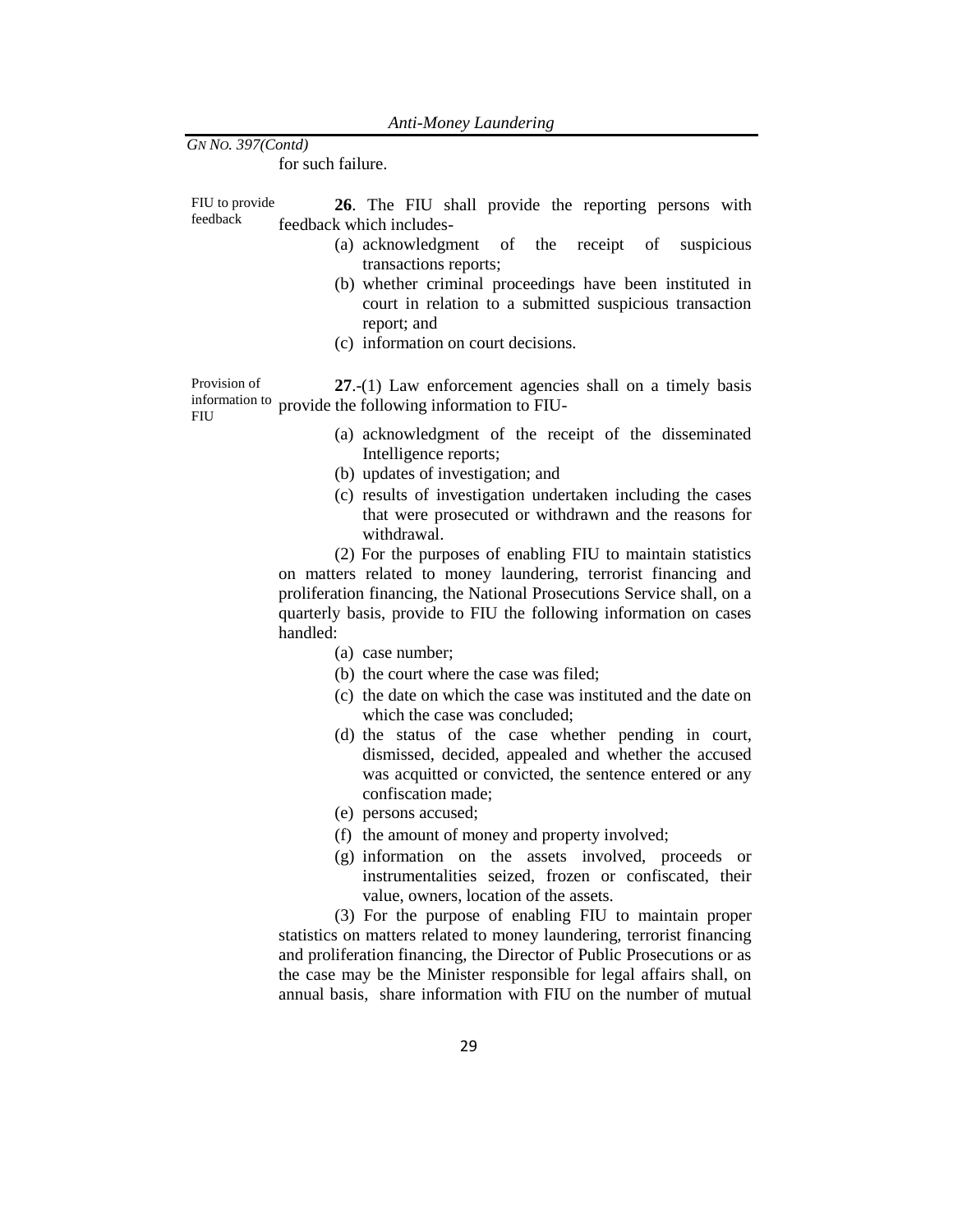for such failure.

FIU to provide feedback

**26**. The FIU shall provide the reporting persons with feedback which includes-

(a) acknowledgment of the receipt of suspicious transactions reports;

(b) whether criminal proceedings have been instituted in court in relation to a submitted suspicious transaction report; and

(c) information on court decisions.

Provision of information to FIU

**27**.-(1) Law enforcement agencies shall on a timely basis provide the following information to FIU-

(a) acknowledgment of the receipt of the disseminated Intelligence reports;

(b) updates of investigation; and

(c) results of investigation undertaken including the cases that were prosecuted or withdrawn and the reasons for withdrawal.

(2) For the purposes of enabling FIU to maintain statistics on matters related to money laundering, terrorist financing and proliferation financing, the National Prosecutions Service shall, on a quarterly basis, provide to FIU the following information on cases handled:

(a) case number;

(b) the court where the case was filed;

(c) the date on which the case was instituted and the date on which the case was concluded;

(d) the status of the case whether pending in court, dismissed, decided, appealed and whether the accused was acquitted or convicted, the sentence entered or any confiscation made;

(e) persons accused;

(f) the amount of money and property involved;

(g) information on the assets involved, proceeds or instrumentalities seized, frozen or confiscated, their value, owners, location of the assets.

(3) For the purpose of enabling FIU to maintain proper statistics on matters related to money laundering, terrorist financing and proliferation financing, the Director of Public Prosecutions or as the case may be the Minister responsible for legal affairs shall, on annual basis, share information with FIU on the number of mutual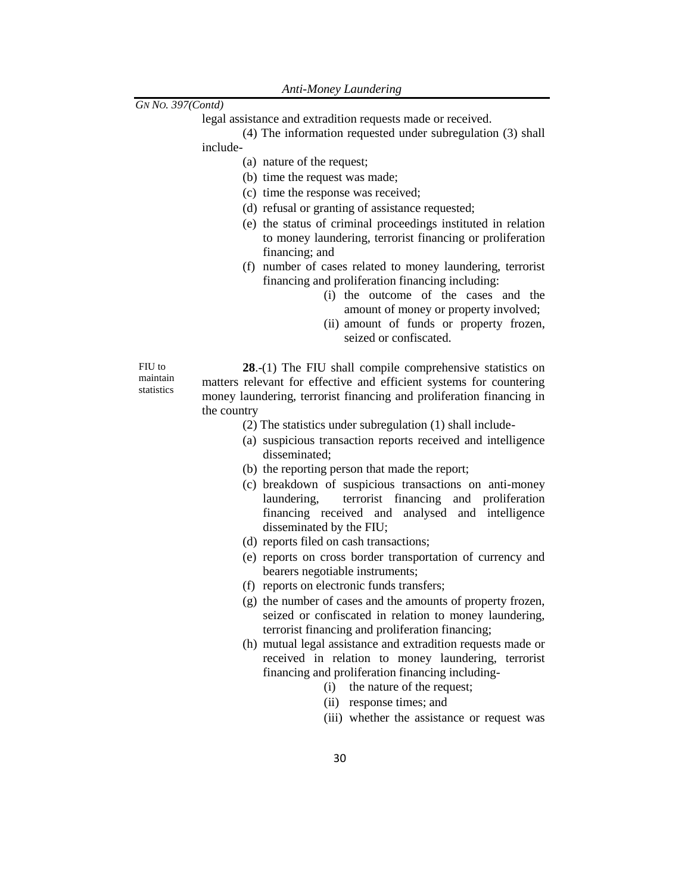legal assistance and extradition requests made or received.

(4) The information requested under subregulation (3) shall include-

(a) nature of the request;

(b) time the request was made;

(c) time the response was received;

(d) refusal or granting of assistance requested;

(e) the status of criminal proceedings instituted in relation to money laundering, terrorist financing or proliferation financing; and

(f) number of cases related to money laundering, terrorist financing and proliferation financing including:

(i) the outcome of the cases and the amount of money or property involved;

(ii) amount of funds or property frozen, seized or confiscated.

FIU to maintain statistics

**28**.-(1) The FIU shall compile comprehensive statistics on matters relevant for effective and efficient systems for countering money laundering, terrorist financing and proliferation financing in the country

(2) The statistics under subregulation (1) shall include-

(a) suspicious transaction reports received and intelligence disseminated;

(b) the reporting person that made the report;

(c) breakdown of suspicious transactions on anti-money laundering, terrorist financing and proliferation financing received and analysed and intelligence disseminated by the FIU;

(d) reports filed on cash transactions;

(e) reports on cross border transportation of currency and bearers negotiable instruments;

(f) reports on electronic funds transfers;

(g) the number of cases and the amounts of property frozen, seized or confiscated in relation to money laundering, terrorist financing and proliferation financing;

(h) mutual legal assistance and extradition requests made or received in relation to money laundering, terrorist financing and proliferation financing including-

(i) the nature of the request;

(ii) response times; and

(iii) whether the assistance or request was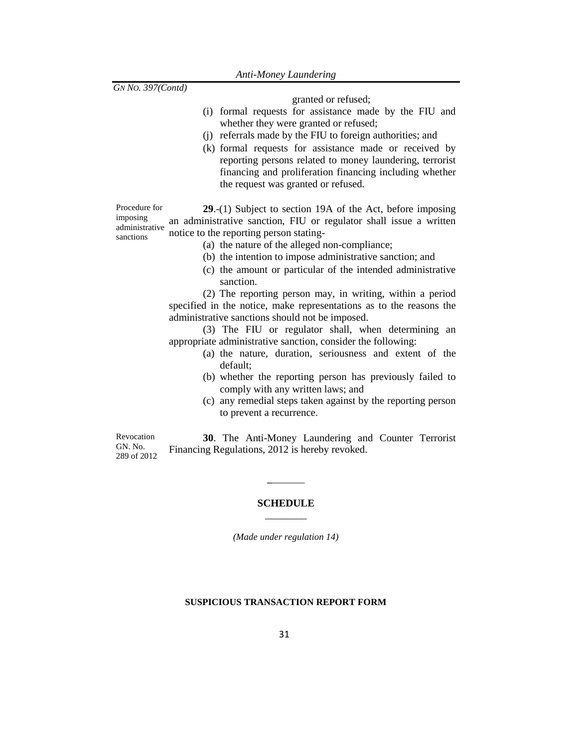granted or refused;

(i) formal requests for assistance made by the FIU and whether they were granted or refused;

(j) referrals made by the FIU to foreign authorities; and

(k) formal requests for assistance made or received by reporting persons related to money laundering, terrorist financing and proliferation financing including whether the request was granted or refused.

Procedure for imposing administrative sanctions

**29**.-(1) Subject to section 19A of the Act, before imposing an administrative sanction, FIU or regulator shall issue a written notice to the reporting person stating-

(a) the nature of the alleged non-compliance;

(b) the intention to impose administrative sanction; and

(c) the amount or particular of the intended administrative sanction.

(2) The reporting person may, in writing, within a period specified in the notice, make representations as to the reasons the administrative sanctions should not be imposed.

(3) The FIU or regulator shall, when determining an appropriate administrative sanction, consider the following:

(a) the nature, duration, seriousness and extent of the default;

(b) whether the reporting person has previously failed to comply with any written laws; and

(c) any remedial steps taken against by the reporting person to prevent a recurrence.

Revocation GN. No. 289 of 2012

**30**. The Anti-Money Laundering and Counter Terrorist Financing Regulations, 2012 is hereby revoked.

## SCHEDULE

*(Made under regulation 14)*

**SUSPICIOUS TRANSACTION REPORT FORM**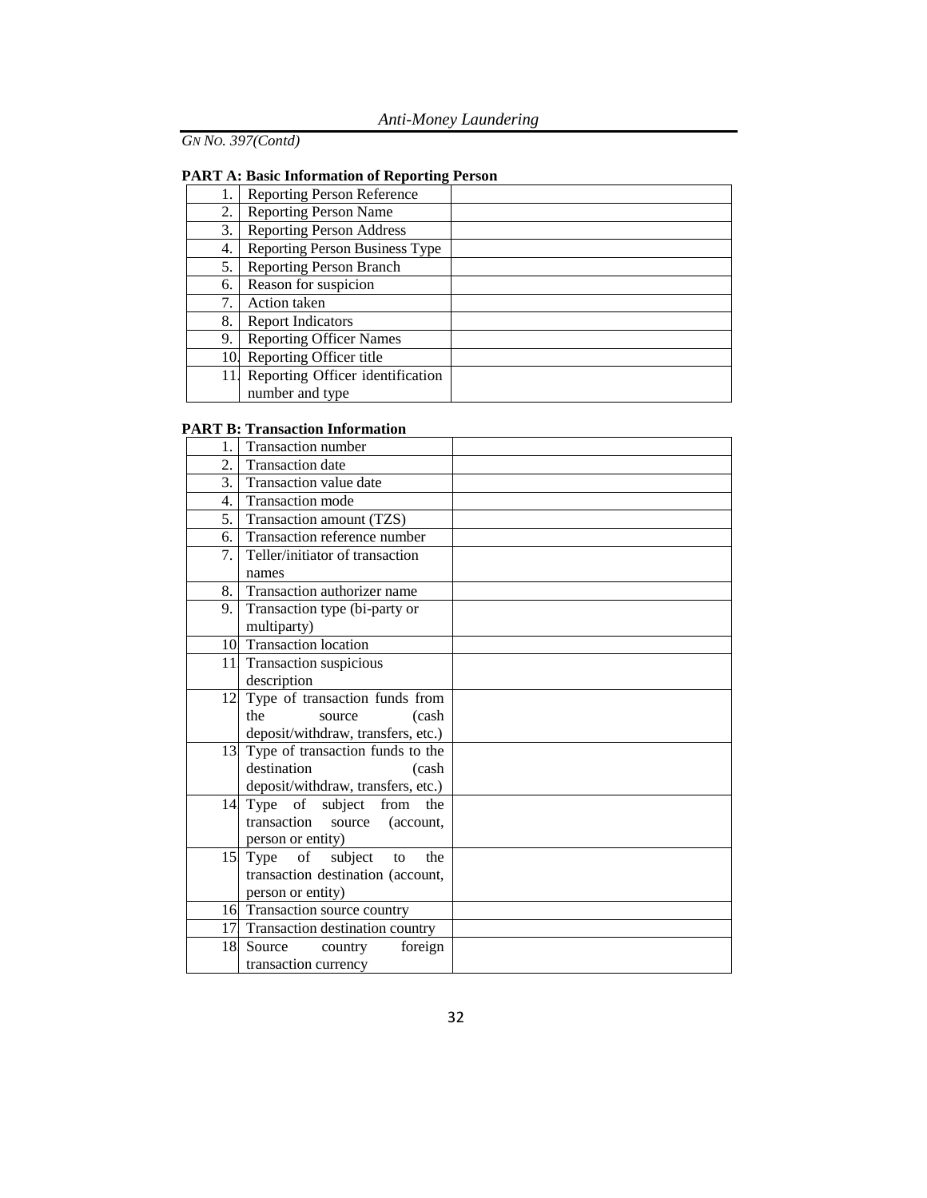*GN NO. 397(Contd)*

**PART A: Basic Information of Reporting Person**

| | | |
|---|---|---|
| 1. | Reporting Person Reference | |
| 2. | Reporting Person Name | |
| 3. | Reporting Person Address | |
| 4. | Reporting Person Business Type | |
| 5. | Reporting Person Branch | |
| 6. | Reason for suspicion | |
| 7. | Action taken | |
| 8. | Report Indicators | |
| 9. | Reporting Officer Names | |
| 10. | Reporting Officer title | |
| 11. | Reporting Officer identification number and type | |

**PART B: Transaction Information**

| | | |
|---|---|---|
| 1. | Transaction number | |
| 2. | Transaction date | |
| 3. | Transaction value date | |
| 4. | Transaction mode | |
| 5. | Transaction amount (TZS) | |
| 6. | Transaction reference number | |
| 7. | Teller/initiator of transaction names | |
| 8. | Transaction authorizer name | |
| 9. | Transaction type (bi-party or multiparty) | |
| 10 | Transaction location | |
| 11 | Transaction suspicious description | |
| 12 | Type of transaction funds from the source (cash deposit/withdraw, transfers, etc.) | |
| 13 | Type of transaction funds to the destination (cash deposit/withdraw, transfers, etc.) | |
| 14 | Type of subject from the transaction source (account, person or entity) | |
| 15 | Type of subject to the transaction destination (account, person or entity) | |
| 16 | Transaction source country | |
| 17 | Transaction destination country | |
| 18 | Source country foreign transaction currency | |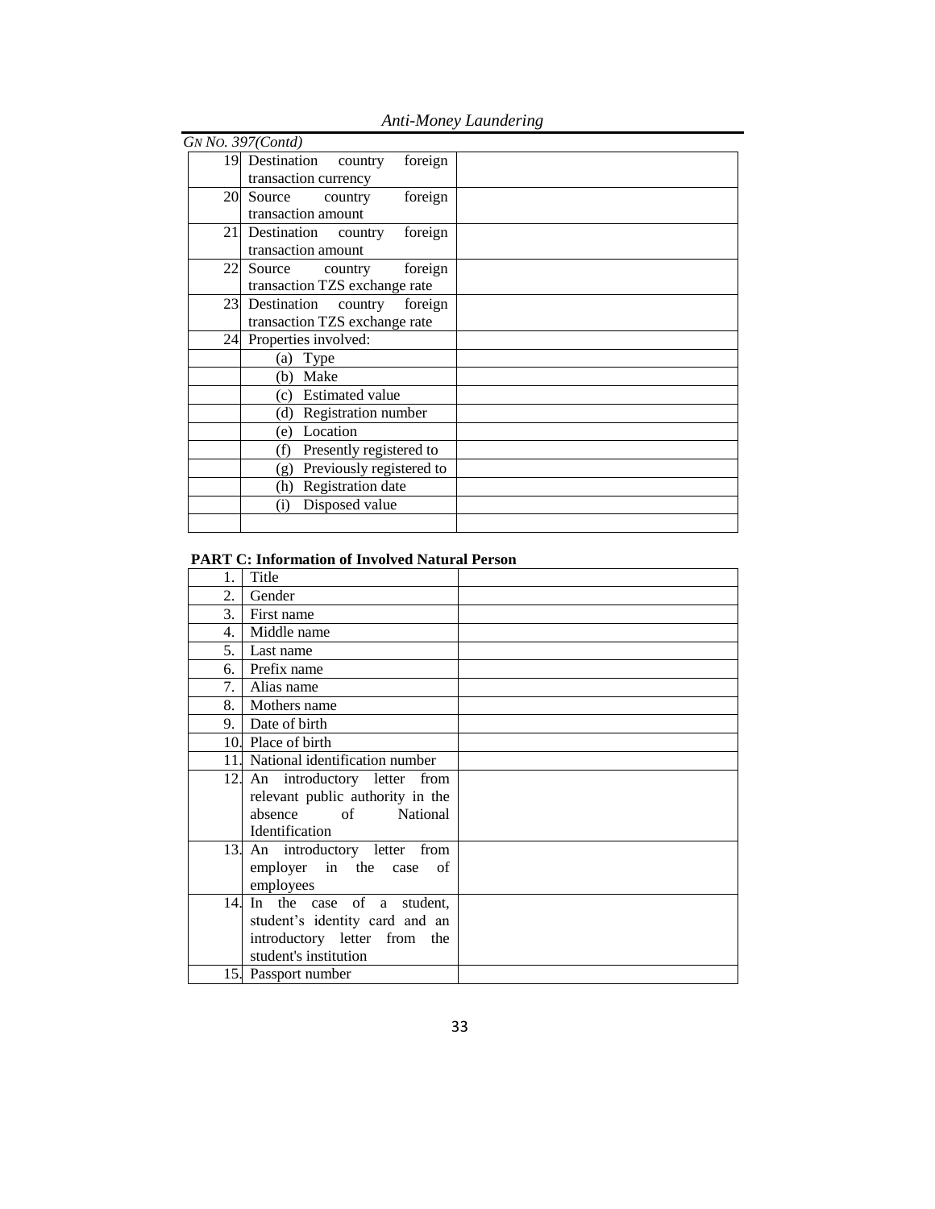*GN NO. 397(Contd)*

| | | |
|---|---|---|
| 19. | Destination country foreign transaction currency | |
| 20. | Source country foreign transaction amount | |
| 21. | Destination country foreign transaction amount | |
| 22. | Source country foreign transaction TZS exchange rate | |
| 23. | Destination country foreign transaction TZS exchange rate | |
| 24. | Properties involved: | |
| | (a) Type | |
| | (b) Make | |
| | (c) Estimated value | |
| | (d) Registration number | |
| | (e) Location | |
| | (f) Presently registered to | |
| | (g) Previously registered to | |
| | (h) Registration date | |
| | (i) Disposed value | |
| | | |

**PART C: Information of Involved Natural Person**

| | | |
|---|---|---|
| 1. | Title | |
| 2. | Gender | |
| 3. | First name | |
| 4. | Middle name | |
| 5. | Last name | |
| 6. | Prefix name | |
| 7. | Alias name | |
| 8. | Mothers name | |
| 9. | Date of birth | |
| 10. | Place of birth | |
| 11. | National identification number | |
| 12. | An introductory letter from relevant public authority in the absence of National Identification | |
| 13. | An introductory letter from employer in the case of employees | |
| 14. | In the case of a student, student's identity card and an introductory letter from the student's institution | |
| 15. | Passport number | |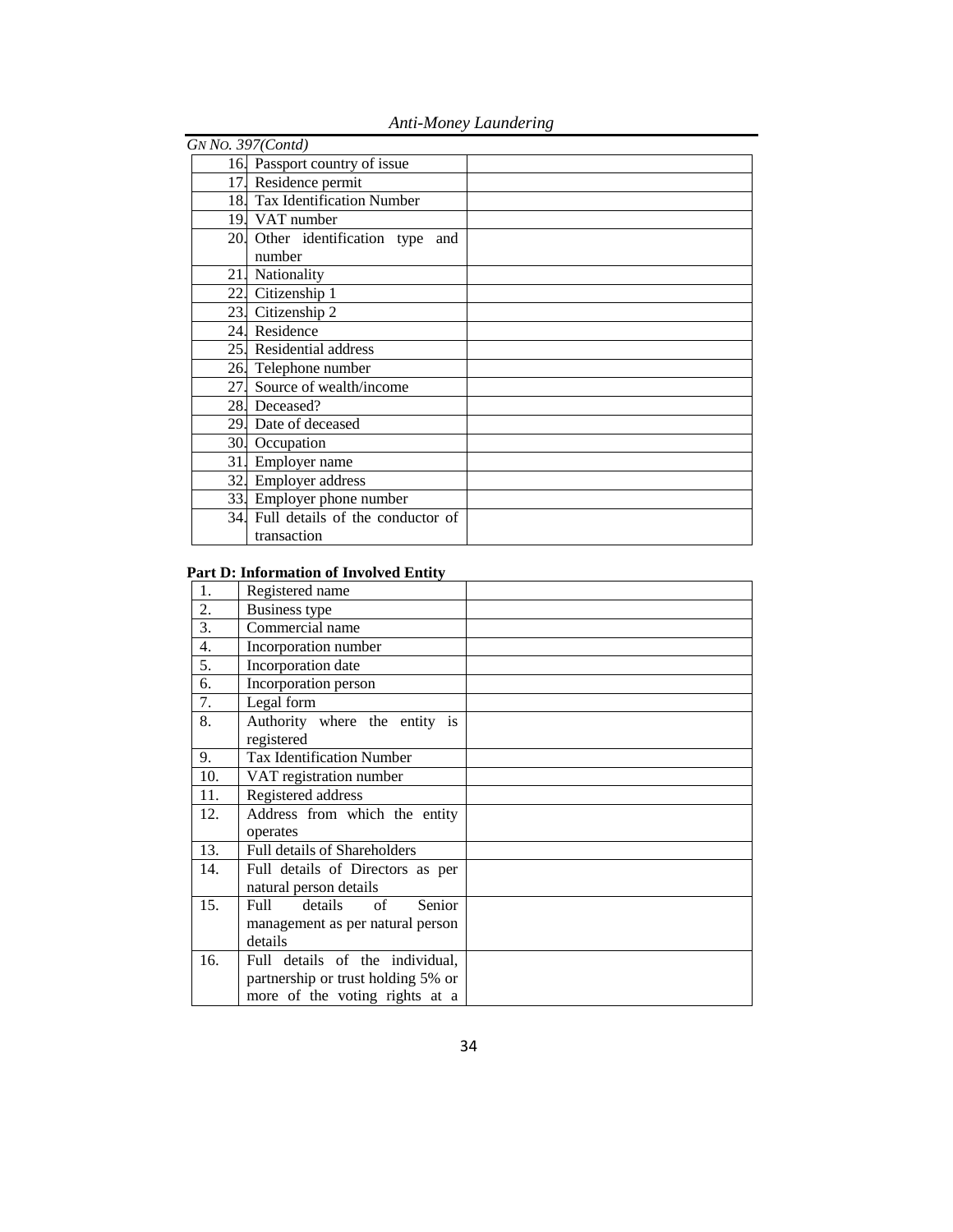*GN NO. 397(Contd)*

| | | |
|---|---|---|
| 16. | Passport country of issue | |
| 17. | Residence permit | |
| 18. | Tax Identification Number | |
| 19. | VAT number | |
| 20. | Other identification type and number | |
| 21. | Nationality | |
| 22. | Citizenship 1 | |
| 23. | Citizenship 2 | |
| 24. | Residence | |
| 25. | Residential address | |
| 26. | Telephone number | |
| 27. | Source of wealth/income | |
| 28. | Deceased? | |
| 29. | Date of deceased | |
| 30. | Occupation | |
| 31. | Employer name | |
| 32. | Employer address | |
| 33. | Employer phone number | |
| 34. | Full details of the conductor of transaction | |

**Part D: Information of Involved Entity**

| | | |
|---|---|---|
| 1. | Registered name | |
| 2. | Business type | |
| 3. | Commercial name | |
| 4. | Incorporation number | |
| 5. | Incorporation date | |
| 6. | Incorporation person | |
| 7. | Legal form | |
| 8. | Authority where the entity is registered | |
| 9. | Tax Identification Number | |
| 10. | VAT registration number | |
| 11. | Registered address | |
| 12. | Address from which the entity operates | |
| 13. | Full details of Shareholders | |
| 14. | Full details of Directors as per natural person details | |
| 15. | Full details of Senior management as per natural person details | |
| 16. | Full details of the individual, partnership or trust holding 5% or more of the voting rights at a | |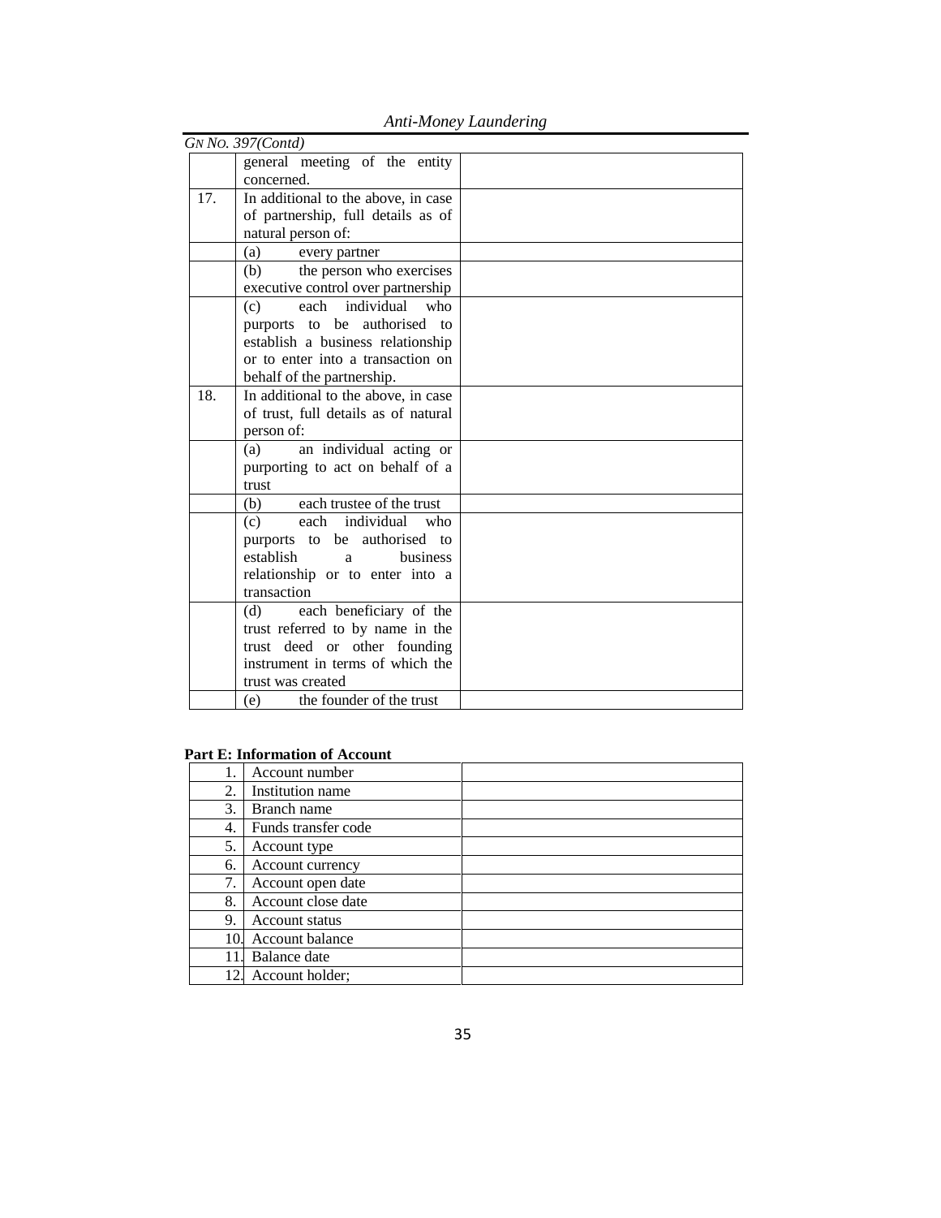*GN NO. 397(Contd)*

| | | |
|---|---|---|
| | general meeting of the entity concerned. | |
| 17. | In additional to the above, in case of partnership, full details as of natural person of: | |
| | (a) every partner | |
| | (b) the person who exercises executive control over partnership | |
| | (c) each individual who purports to be authorised to establish a business relationship or to enter into a transaction on behalf of the partnership. | |
| 18. | In additional to the above, in case of trust, full details as of natural person of: | |
| | (a) an individual acting or purporting to act on behalf of a trust | |
| | (b) each trustee of the trust | |
| | (c) each individual who purports to be authorised to establish a business relationship or to enter into a transaction | |
| | (d) each beneficiary of the trust referred to by name in the trust deed or other founding instrument in terms of which the trust was created | |
| | (e) the founder of the trust | |

**Part E: Information of Account**

| | | |
|---|---|---|
| 1. | Account number | |
| 2. | Institution name | |
| 3. | Branch name | |
| 4. | Funds transfer code | |
| 5. | Account type | |
| 6. | Account currency | |
| 7. | Account open date | |
| 8. | Account close date | |
| 9. | Account status | |
| 10. | Account balance | |
| 11. | Balance date | |
| 12. | Account holder; | |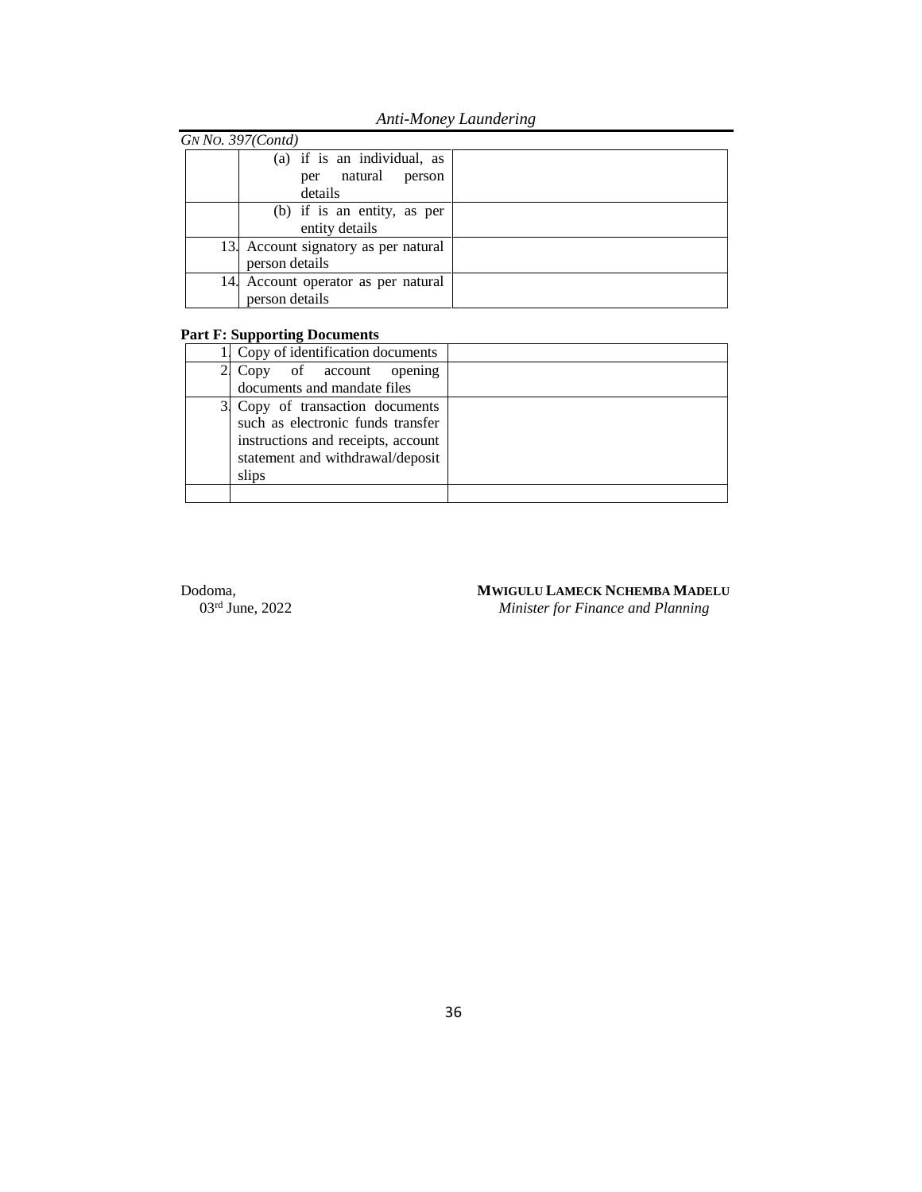*GN NO. 397(Contd)*

| | | |
|---|---|---|
| | (a) if is an individual, as per natural person details | |
| | (b) if is an entity, as per entity details | |
| 13. | Account signatory as per natural person details | |
| 14. | Account operator as per natural person details | |

**Part F: Supporting Documents**

| | | |
|---|---|---|
| 1. | Copy of identification documents | |
| 2. | Copy of account opening documents and mandate files | |
| 3. | Copy of transaction documents such as electronic funds transfer instructions and receipts, account statement and withdrawal/deposit slips | |
| | | |

Dodoma,
03rd June, 2022

**MWIGULU LAMECK NCHEMBA MADELU**
*Minister for Finance and Planning*